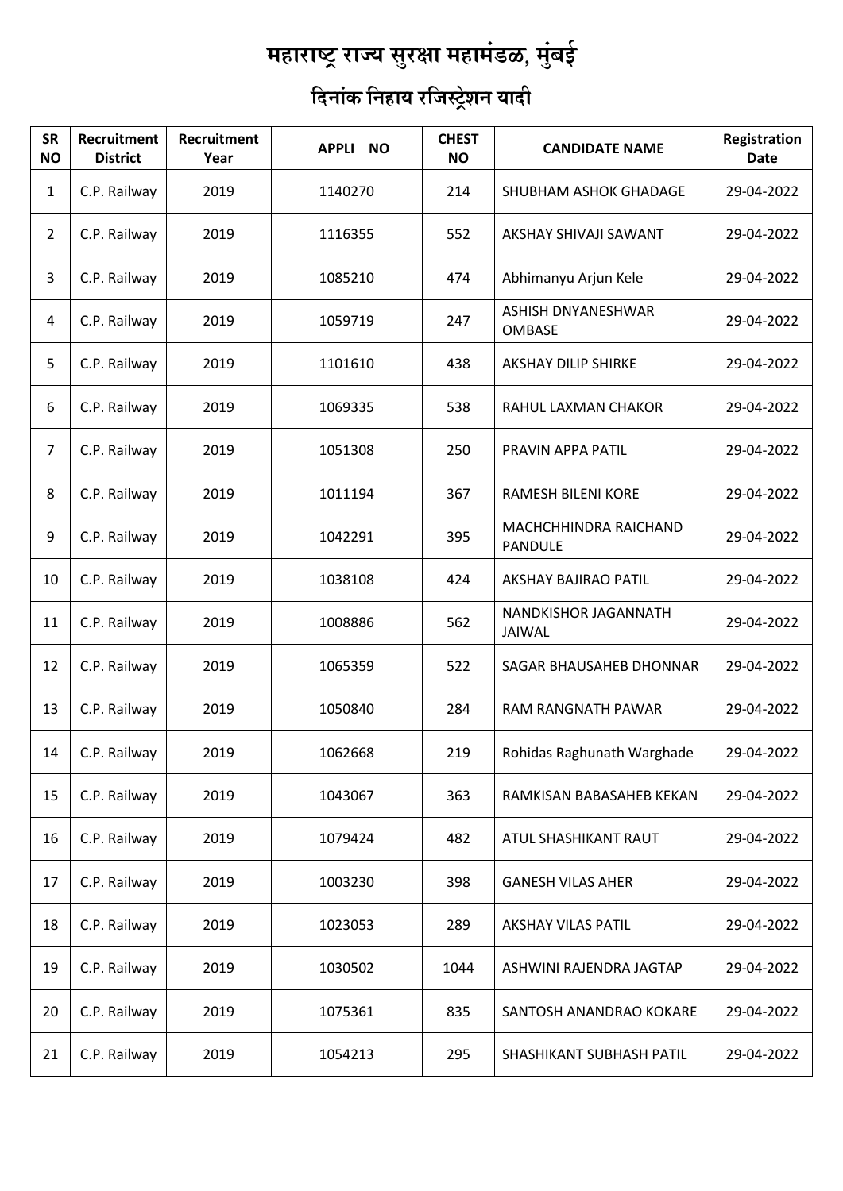# महाराष्ट्र राज्य सुरक्षा महामंडळ, मुंबई

## दिनांक निहाय रजिस्ट्रेशन यादी

| SR NO | Recruitment District | Recruitment Year | APPLI NO | CHEST NO | CANDIDATE NAME | Registration Date |
|---|---|---|---|---|---|---|
| 1 | C.P. Railway | 2019 | 1140270 | 214 | SHUBHAM ASHOK GHADAGE | 29-04-2022 |
| 2 | C.P. Railway | 2019 | 1116355 | 552 | AKSHAY SHIVAJI SAWANT | 29-04-2022 |
| 3 | C.P. Railway | 2019 | 1085210 | 474 | Abhimanyu Arjun Kele | 29-04-2022 |
| 4 | C.P. Railway | 2019 | 1059719 | 247 | ASHISH DNYANESHWAR OMBASE | 29-04-2022 |
| 5 | C.P. Railway | 2019 | 1101610 | 438 | AKSHAY DILIP SHIRKE | 29-04-2022 |
| 6 | C.P. Railway | 2019 | 1069335 | 538 | RAHUL LAXMAN CHAKOR | 29-04-2022 |
| 7 | C.P. Railway | 2019 | 1051308 | 250 | PRAVIN APPA PATIL | 29-04-2022 |
| 8 | C.P. Railway | 2019 | 1011194 | 367 | RAMESH BILENI KORE | 29-04-2022 |
| 9 | C.P. Railway | 2019 | 1042291 | 395 | MACHCHHINDRA RAICHAND PANDULE | 29-04-2022 |
| 10 | C.P. Railway | 2019 | 1038108 | 424 | AKSHAY BAJIRAO PATIL | 29-04-2022 |
| 11 | C.P. Railway | 2019 | 1008886 | 562 | NANDKISHOR JAGANNATH JAIWAL | 29-04-2022 |
| 12 | C.P. Railway | 2019 | 1065359 | 522 | SAGAR BHAUSAHEB DHONNAR | 29-04-2022 |
| 13 | C.P. Railway | 2019 | 1050840 | 284 | RAM RANGNATH PAWAR | 29-04-2022 |
| 14 | C.P. Railway | 2019 | 1062668 | 219 | Rohidas Raghunath Warghade | 29-04-2022 |
| 15 | C.P. Railway | 2019 | 1043067 | 363 | RAMKISAN BABASAHEB KEKAN | 29-04-2022 |
| 16 | C.P. Railway | 2019 | 1079424 | 482 | ATUL SHASHIKANT RAUT | 29-04-2022 |
| 17 | C.P. Railway | 2019 | 1003230 | 398 | GANESH VILAS AHER | 29-04-2022 |
| 18 | C.P. Railway | 2019 | 1023053 | 289 | AKSHAY VILAS PATIL | 29-04-2022 |
| 19 | C.P. Railway | 2019 | 1030502 | 1044 | ASHWINI RAJENDRA JAGTAP | 29-04-2022 |
| 20 | C.P. Railway | 2019 | 1075361 | 835 | SANTOSH ANANDRAO KOKARE | 29-04-2022 |
| 21 | C.P. Railway | 2019 | 1054213 | 295 | SHASHIKANT SUBHASH PATIL | 29-04-2022 |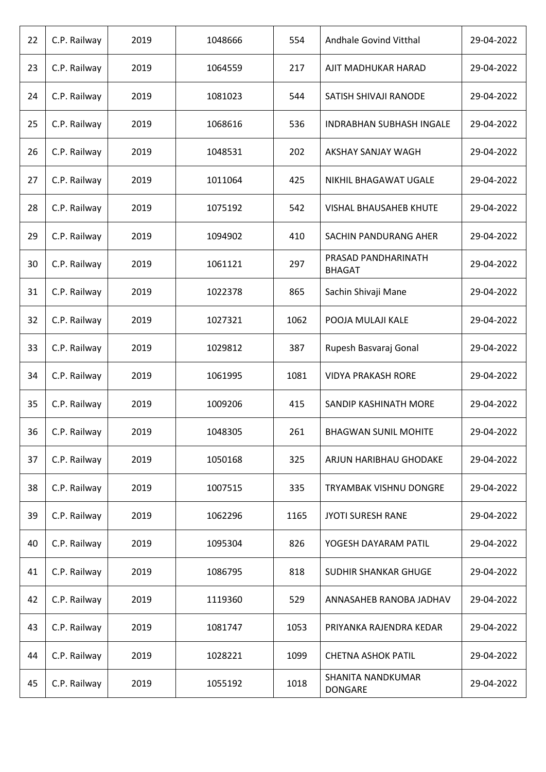| 22 | C.P. Railway | 2019 | 1048666 | 554 | Andhale Govind Vitthal | 29-04-2022 |
|---|---|---|---|---|---|---|
| 23 | C.P. Railway | 2019 | 1064559 | 217 | AJIT MADHUKAR HARAD | 29-04-2022 |
| 24 | C.P. Railway | 2019 | 1081023 | 544 | SATISH SHIVAJI RANODE | 29-04-2022 |
| 25 | C.P. Railway | 2019 | 1068616 | 536 | INDRABHAN SUBHASH INGALE | 29-04-2022 |
| 26 | C.P. Railway | 2019 | 1048531 | 202 | AKSHAY SANJAY WAGH | 29-04-2022 |
| 27 | C.P. Railway | 2019 | 1011064 | 425 | NIKHIL BHAGAWAT UGALE | 29-04-2022 |
| 28 | C.P. Railway | 2019 | 1075192 | 542 | VISHAL BHAUSAHEB KHUTE | 29-04-2022 |
| 29 | C.P. Railway | 2019 | 1094902 | 410 | SACHIN PANDURANG AHER | 29-04-2022 |
| 30 | C.P. Railway | 2019 | 1061121 | 297 | PRASAD PANDHARINATH BHAGAT | 29-04-2022 |
| 31 | C.P. Railway | 2019 | 1022378 | 865 | Sachin Shivaji Mane | 29-04-2022 |
| 32 | C.P. Railway | 2019 | 1027321 | 1062 | POOJA MULAJI KALE | 29-04-2022 |
| 33 | C.P. Railway | 2019 | 1029812 | 387 | Rupesh Basvaraj Gonal | 29-04-2022 |
| 34 | C.P. Railway | 2019 | 1061995 | 1081 | VIDYA PRAKASH RORE | 29-04-2022 |
| 35 | C.P. Railway | 2019 | 1009206 | 415 | SANDIP KASHINATH MORE | 29-04-2022 |
| 36 | C.P. Railway | 2019 | 1048305 | 261 | BHAGWAN SUNIL MOHITE | 29-04-2022 |
| 37 | C.P. Railway | 2019 | 1050168 | 325 | ARJUN HARIBHAU GHODAKE | 29-04-2022 |
| 38 | C.P. Railway | 2019 | 1007515 | 335 | TRYAMBAK VISHNU DONGRE | 29-04-2022 |
| 39 | C.P. Railway | 2019 | 1062296 | 1165 | JYOTI SURESH RANE | 29-04-2022 |
| 40 | C.P. Railway | 2019 | 1095304 | 826 | YOGESH DAYARAM PATIL | 29-04-2022 |
| 41 | C.P. Railway | 2019 | 1086795 | 818 | SUDHIR SHANKAR GHUGE | 29-04-2022 |
| 42 | C.P. Railway | 2019 | 1119360 | 529 | ANNASAHEB RANOBA JADHAV | 29-04-2022 |
| 43 | C.P. Railway | 2019 | 1081747 | 1053 | PRIYANKA RAJENDRA KEDAR | 29-04-2022 |
| 44 | C.P. Railway | 2019 | 1028221 | 1099 | CHETNA ASHOK PATIL | 29-04-2022 |
| 45 | C.P. Railway | 2019 | 1055192 | 1018 | SHANITA NANDKUMAR DONGARE | 29-04-2022 |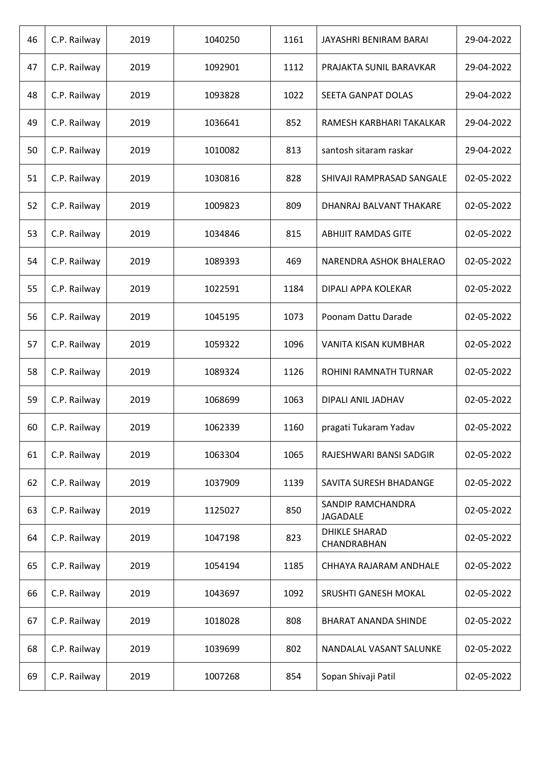| | | | | | | |
|---|---|---|---|---|---|---|
| 46 | C.P. Railway | 2019 | 1040250 | 1161 | JAYASHRI BENIRAM BARAI | 29-04-2022 |
| 47 | C.P. Railway | 2019 | 1092901 | 1112 | PRAJAKTA SUNIL BARAVKAR | 29-04-2022 |
| 48 | C.P. Railway | 2019 | 1093828 | 1022 | SEETA GANPAT DOLAS | 29-04-2022 |
| 49 | C.P. Railway | 2019 | 1036641 | 852 | RAMESH KARBHARI TAKALKAR | 29-04-2022 |
| 50 | C.P. Railway | 2019 | 1010082 | 813 | santosh sitaram raskar | 29-04-2022 |
| 51 | C.P. Railway | 2019 | 1030816 | 828 | SHIVAJI RAMPRASAD SANGALE | 02-05-2022 |
| 52 | C.P. Railway | 2019 | 1009823 | 809 | DHANRAJ BALVANT THAKARE | 02-05-2022 |
| 53 | C.P. Railway | 2019 | 1034846 | 815 | ABHIJIT RAMDAS GITE | 02-05-2022 |
| 54 | C.P. Railway | 2019 | 1089393 | 469 | NARENDRA ASHOK BHALERAO | 02-05-2022 |
| 55 | C.P. Railway | 2019 | 1022591 | 1184 | DIPALI APPA KOLEKAR | 02-05-2022 |
| 56 | C.P. Railway | 2019 | 1045195 | 1073 | Poonam Dattu Darade | 02-05-2022 |
| 57 | C.P. Railway | 2019 | 1059322 | 1096 | VANITA KISAN KUMBHAR | 02-05-2022 |
| 58 | C.P. Railway | 2019 | 1089324 | 1126 | ROHINI RAMNATH TURNAR | 02-05-2022 |
| 59 | C.P. Railway | 2019 | 1068699 | 1063 | DIPALI ANIL JADHAV | 02-05-2022 |
| 60 | C.P. Railway | 2019 | 1062339 | 1160 | pragati Tukaram Yadav | 02-05-2022 |
| 61 | C.P. Railway | 2019 | 1063304 | 1065 | RAJESHWARI BANSI SADGIR | 02-05-2022 |
| 62 | C.P. Railway | 2019 | 1037909 | 1139 | SAVITA SURESH BHADANGE | 02-05-2022 |
| 63 | C.P. Railway | 2019 | 1125027 | 850 | SANDIP RAMCHANDRA JAGADALE | 02-05-2022 |
| 64 | C.P. Railway | 2019 | 1047198 | 823 | DHIKLE SHARAD CHANDRABHAN | 02-05-2022 |
| 65 | C.P. Railway | 2019 | 1054194 | 1185 | CHHAYA RAJARAM ANDHALE | 02-05-2022 |
| 66 | C.P. Railway | 2019 | 1043697 | 1092 | SRUSHTI GANESH MOKAL | 02-05-2022 |
| 67 | C.P. Railway | 2019 | 1018028 | 808 | BHARAT ANANDA SHINDE | 02-05-2022 |
| 68 | C.P. Railway | 2019 | 1039699 | 802 | NANDALAL VASANT SALUNKE | 02-05-2022 |
| 69 | C.P. Railway | 2019 | 1007268 | 854 | Sopan Shivaji Patil | 02-05-2022 |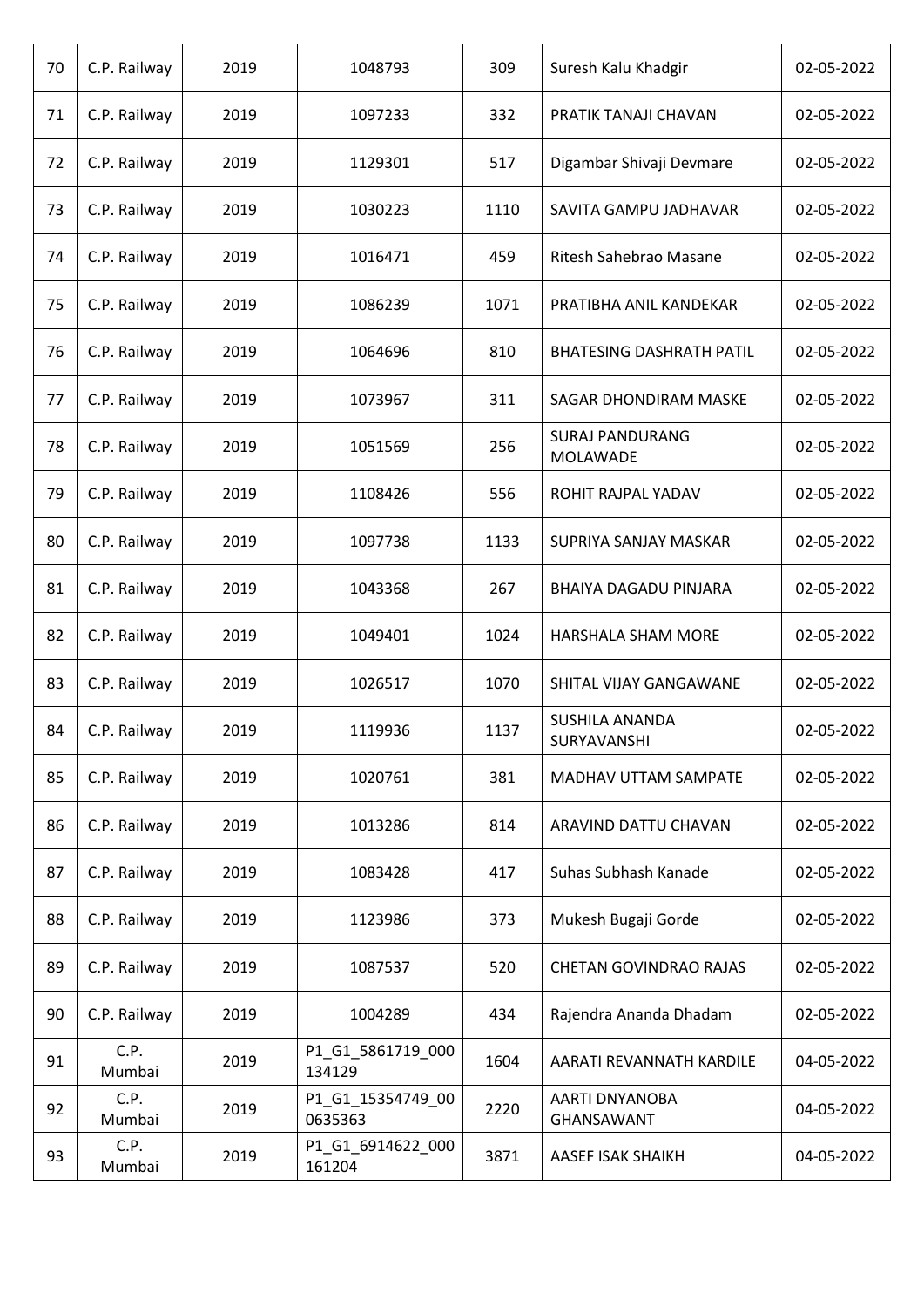| 70 | C.P. Railway | 2019 | 1048793 | 309 | Suresh Kalu Khadgir | 02-05-2022 |
|---|---|---|---|---|---|---|
| 71 | C.P. Railway | 2019 | 1097233 | 332 | PRATIK TANAJI CHAVAN | 02-05-2022 |
| 72 | C.P. Railway | 2019 | 1129301 | 517 | Digambar Shivaji Devmare | 02-05-2022 |
| 73 | C.P. Railway | 2019 | 1030223 | 1110 | SAVITA GAMPU JADHAVAR | 02-05-2022 |
| 74 | C.P. Railway | 2019 | 1016471 | 459 | Ritesh Sahebrao Masane | 02-05-2022 |
| 75 | C.P. Railway | 2019 | 1086239 | 1071 | PRATIBHA ANIL KANDEKAR | 02-05-2022 |
| 76 | C.P. Railway | 2019 | 1064696 | 810 | BHATESING DASHRATH PATIL | 02-05-2022 |
| 77 | C.P. Railway | 2019 | 1073967 | 311 | SAGAR DHONDIRAM MASKE | 02-05-2022 |
| 78 | C.P. Railway | 2019 | 1051569 | 256 | SURAJ PANDURANG MOLAWADE | 02-05-2022 |
| 79 | C.P. Railway | 2019 | 1108426 | 556 | ROHIT RAJPAL YADAV | 02-05-2022 |
| 80 | C.P. Railway | 2019 | 1097738 | 1133 | SUPRIYA SANJAY MASKAR | 02-05-2022 |
| 81 | C.P. Railway | 2019 | 1043368 | 267 | BHAIYA DAGADU PINJARA | 02-05-2022 |
| 82 | C.P. Railway | 2019 | 1049401 | 1024 | HARSHALA SHAM MORE | 02-05-2022 |
| 83 | C.P. Railway | 2019 | 1026517 | 1070 | SHITAL VIJAY GANGAWANE | 02-05-2022 |
| 84 | C.P. Railway | 2019 | 1119936 | 1137 | SUSHILA ANANDA SURYAVANSHI | 02-05-2022 |
| 85 | C.P. Railway | 2019 | 1020761 | 381 | MADHAV UTTAM SAMPATE | 02-05-2022 |
| 86 | C.P. Railway | 2019 | 1013286 | 814 | ARAVIND DATTU CHAVAN | 02-05-2022 |
| 87 | C.P. Railway | 2019 | 1083428 | 417 | Suhas Subhash Kanade | 02-05-2022 |
| 88 | C.P. Railway | 2019 | 1123986 | 373 | Mukesh Bugaji Gorde | 02-05-2022 |
| 89 | C.P. Railway | 2019 | 1087537 | 520 | CHETAN GOVINDRAO RAJAS | 02-05-2022 |
| 90 | C.P. Railway | 2019 | 1004289 | 434 | Rajendra Ananda Dhadam | 02-05-2022 |
| 91 | C.P. Mumbai | 2019 | P1_G1_5861719_000134129 | 1604 | AARATI REVANNATH KARDILE | 04-05-2022 |
| 92 | C.P. Mumbai | 2019 | P1_G1_15354749_000635363 | 2220 | AARTI DNYANOBA GHANSAWANT | 04-05-2022 |
| 93 | C.P. Mumbai | 2019 | P1_G1_6914622_000161204 | 3871 | AASEF ISAK SHAIKH | 04-05-2022 |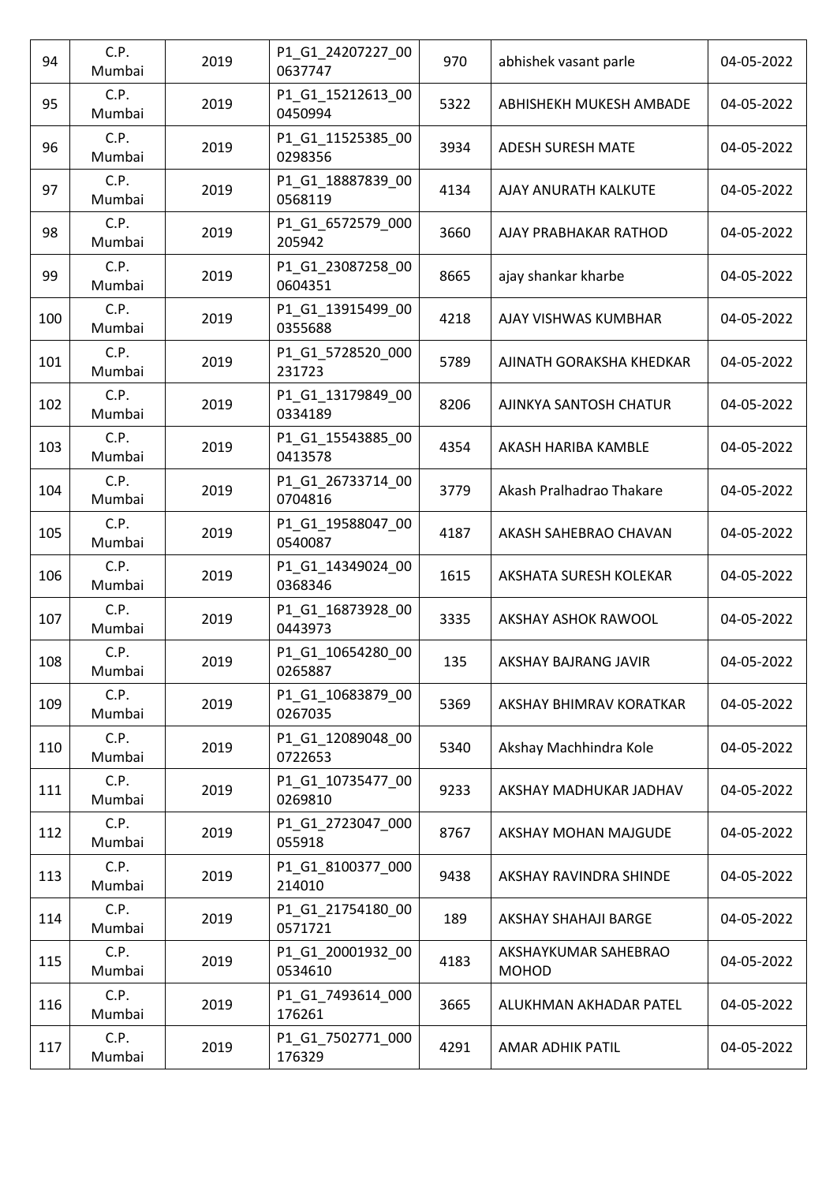| 94 | C.P. Mumbai | 2019 | P1_G1_24207227_00 0637747 | 970 | abhishek vasant parle | 04-05-2022 |
|---|---|---|---|---|---|---|
| 95 | C.P. Mumbai | 2019 | P1_G1_15212613_00 0450994 | 5322 | ABHISHEKH MUKESH AMBADE | 04-05-2022 |
| 96 | C.P. Mumbai | 2019 | P1_G1_11525385_00 0298356 | 3934 | ADESH SURESH MATE | 04-05-2022 |
| 97 | C.P. Mumbai | 2019 | P1_G1_18887839_00 0568119 | 4134 | AJAY ANURATH KALKUTE | 04-05-2022 |
| 98 | C.P. Mumbai | 2019 | P1_G1_6572579_000 205942 | 3660 | AJAY PRABHAKAR RATHOD | 04-05-2022 |
| 99 | C.P. Mumbai | 2019 | P1_G1_23087258_00 0604351 | 8665 | ajay shankar kharbe | 04-05-2022 |
| 100 | C.P. Mumbai | 2019 | P1_G1_13915499_00 0355688 | 4218 | AJAY VISHWAS KUMBHAR | 04-05-2022 |
| 101 | C.P. Mumbai | 2019 | P1_G1_5728520_000 231723 | 5789 | AJINATH GORAKSHA KHEDKAR | 04-05-2022 |
| 102 | C.P. Mumbai | 2019 | P1_G1_13179849_00 0334189 | 8206 | AJINKYA SANTOSH CHATUR | 04-05-2022 |
| 103 | C.P. Mumbai | 2019 | P1_G1_15543885_00 0413578 | 4354 | AKASH HARIBA KAMBLE | 04-05-2022 |
| 104 | C.P. Mumbai | 2019 | P1_G1_26733714_00 0704816 | 3779 | Akash Pralhadrao Thakare | 04-05-2022 |
| 105 | C.P. Mumbai | 2019 | P1_G1_19588047_00 0540087 | 4187 | AKASH SAHEBRAO CHAVAN | 04-05-2022 |
| 106 | C.P. Mumbai | 2019 | P1_G1_14349024_00 0368346 | 1615 | AKSHATA SURESH KOLEKAR | 04-05-2022 |
| 107 | C.P. Mumbai | 2019 | P1_G1_16873928_00 0443973 | 3335 | AKSHAY ASHOK RAWOOL | 04-05-2022 |
| 108 | C.P. Mumbai | 2019 | P1_G1_10654280_00 0265887 | 135 | AKSHAY BAJRANG JAVIR | 04-05-2022 |
| 109 | C.P. Mumbai | 2019 | P1_G1_10683879_00 0267035 | 5369 | AKSHAY BHIMRAV KORATKAR | 04-05-2022 |
| 110 | C.P. Mumbai | 2019 | P1_G1_12089048_00 0722653 | 5340 | Akshay Machhindra Kole | 04-05-2022 |
| 111 | C.P. Mumbai | 2019 | P1_G1_10735477_00 0269810 | 9233 | AKSHAY MADHUKAR JADHAV | 04-05-2022 |
| 112 | C.P. Mumbai | 2019 | P1_G1_2723047_000 055918 | 8767 | AKSHAY MOHAN MAJGUDE | 04-05-2022 |
| 113 | C.P. Mumbai | 2019 | P1_G1_8100377_000 214010 | 9438 | AKSHAY RAVINDRA SHINDE | 04-05-2022 |
| 114 | C.P. Mumbai | 2019 | P1_G1_21754180_00 0571721 | 189 | AKSHAY SHAHAJI BARGE | 04-05-2022 |
| 115 | C.P. Mumbai | 2019 | P1_G1_20001932_00 0534610 | 4183 | AKSHAYKUMAR SAHEBRAO MOHOD | 04-05-2022 |
| 116 | C.P. Mumbai | 2019 | P1_G1_7493614_000 176261 | 3665 | ALUKHMAN AKHADAR PATEL | 04-05-2022 |
| 117 | C.P. Mumbai | 2019 | P1_G1_7502771_000 176329 | 4291 | AMAR ADHIK PATIL | 04-05-2022 |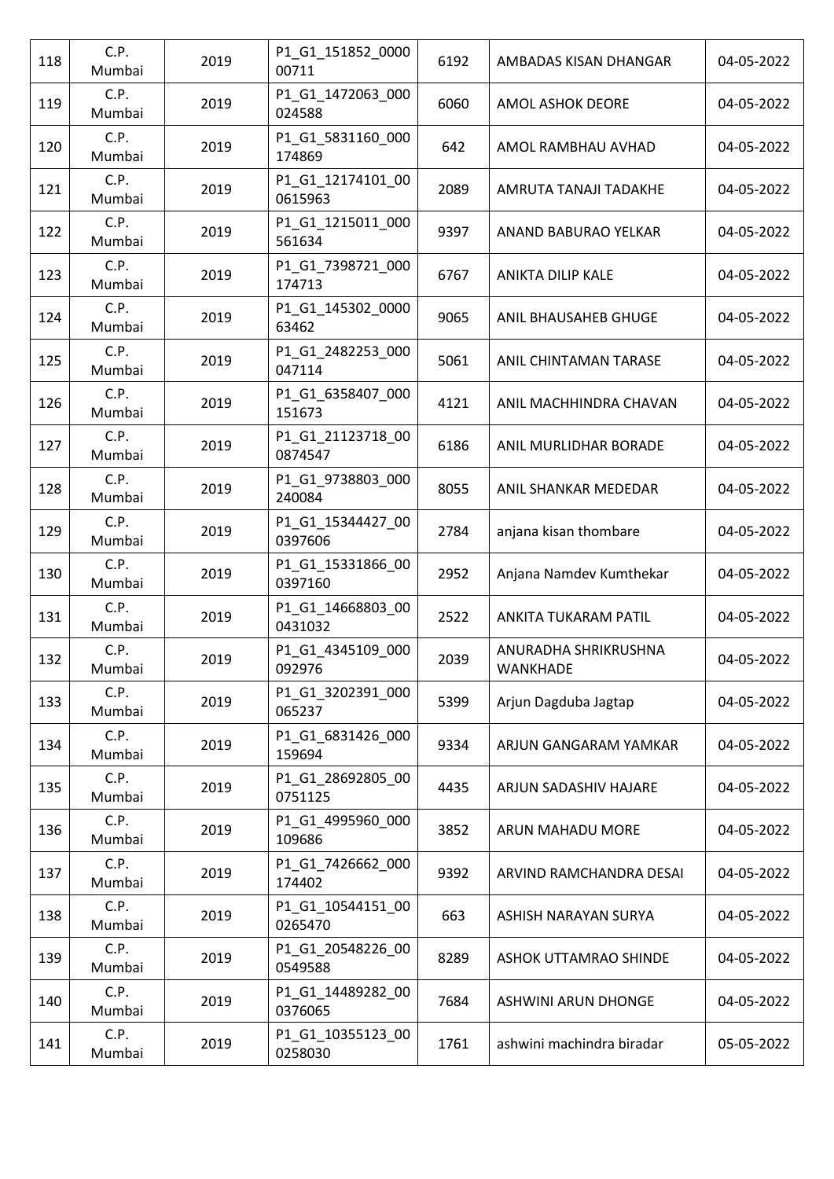| 118 | C.P. Mumbai | 2019 | P1_G1_151852_000000711 | 6192 | AMBADAS KISAN DHANGAR | 04-05-2022 |
|---|---|---|---|---|---|---|
| 119 | C.P. Mumbai | 2019 | P1_G1_1472063_000024588 | 6060 | AMOL ASHOK DEORE | 04-05-2022 |
| 120 | C.P. Mumbai | 2019 | P1_G1_5831160_000174869 | 642 | AMOL RAMBHAU AVHAD | 04-05-2022 |
| 121 | C.P. Mumbai | 2019 | P1_G1_12174101_000615963 | 2089 | AMRUTA TANAJI TADAKHE | 04-05-2022 |
| 122 | C.P. Mumbai | 2019 | P1_G1_1215011_000561634 | 9397 | ANAND BABURAO YELKAR | 04-05-2022 |
| 123 | C.P. Mumbai | 2019 | P1_G1_7398721_000174713 | 6767 | ANIKTA DILIP KALE | 04-05-2022 |
| 124 | C.P. Mumbai | 2019 | P1_G1_145302_000063462 | 9065 | ANIL BHAUSAHEB GHUGE | 04-05-2022 |
| 125 | C.P. Mumbai | 2019 | P1_G1_2482253_000047114 | 5061 | ANIL CHINTAMAN TARASE | 04-05-2022 |
| 126 | C.P. Mumbai | 2019 | P1_G1_6358407_000151673 | 4121 | ANIL MACHHINDRA CHAVAN | 04-05-2022 |
| 127 | C.P. Mumbai | 2019 | P1_G1_21123718_000874547 | 6186 | ANIL MURLIDHAR BORADE | 04-05-2022 |
| 128 | C.P. Mumbai | 2019 | P1_G1_9738803_000240084 | 8055 | ANIL SHANKAR MEDEDAR | 04-05-2022 |
| 129 | C.P. Mumbai | 2019 | P1_G1_15344427_000397606 | 2784 | anjana kisan thombare | 04-05-2022 |
| 130 | C.P. Mumbai | 2019 | P1_G1_15331866_000397160 | 2952 | Anjana Namdev Kumthekar | 04-05-2022 |
| 131 | C.P. Mumbai | 2019 | P1_G1_14668803_000431032 | 2522 | ANKITA TUKARAM PATIL | 04-05-2022 |
| 132 | C.P. Mumbai | 2019 | P1_G1_4345109_000092976 | 2039 | ANURADHA SHRIKRUSHNA WANKHADE | 04-05-2022 |
| 133 | C.P. Mumbai | 2019 | P1_G1_3202391_000065237 | 5399 | Arjun Dagduba Jagtap | 04-05-2022 |
| 134 | C.P. Mumbai | 2019 | P1_G1_6831426_000159694 | 9334 | ARJUN GANGARAM YAMKAR | 04-05-2022 |
| 135 | C.P. Mumbai | 2019 | P1_G1_28692805_000751125 | 4435 | ARJUN SADASHIV HAJARE | 04-05-2022 |
| 136 | C.P. Mumbai | 2019 | P1_G1_4995960_000109686 | 3852 | ARUN MAHADU MORE | 04-05-2022 |
| 137 | C.P. Mumbai | 2019 | P1_G1_7426662_000174402 | 9392 | ARVIND RAMCHANDRA DESAI | 04-05-2022 |
| 138 | C.P. Mumbai | 2019 | P1_G1_10544151_000265470 | 663 | ASHISH NARAYAN SURYA | 04-05-2022 |
| 139 | C.P. Mumbai | 2019 | P1_G1_20548226_000549588 | 8289 | ASHOK UTTAMRAO SHINDE | 04-05-2022 |
| 140 | C.P. Mumbai | 2019 | P1_G1_14489282_000376065 | 7684 | ASHWINI ARUN DHONGE | 04-05-2022 |
| 141 | C.P. Mumbai | 2019 | P1_G1_10355123_000258030 | 1761 | ashwini machindra biradar | 05-05-2022 |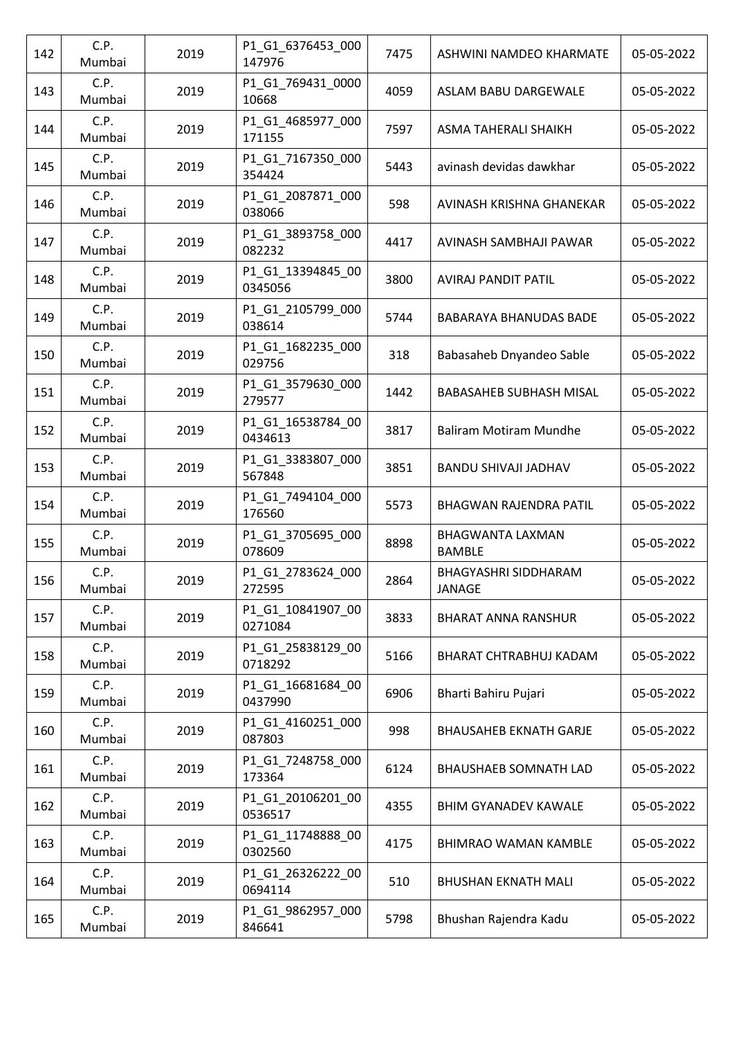| 142 | C.P. Mumbai | 2019 | P1_G1_6376453_000147976 | 7475 | ASHWINI NAMDEO KHARMATE | 05-05-2022 |
|---|---|---|---|---|---|---|
| 143 | C.P. Mumbai | 2019 | P1_G1_769431_000010668 | 4059 | ASLAM BABU DARGEWALE | 05-05-2022 |
| 144 | C.P. Mumbai | 2019 | P1_G1_4685977_000171155 | 7597 | ASMA TAHERALI SHAIKH | 05-05-2022 |
| 145 | C.P. Mumbai | 2019 | P1_G1_7167350_000354424 | 5443 | avinash devidas dawkhar | 05-05-2022 |
| 146 | C.P. Mumbai | 2019 | P1_G1_2087871_000038066 | 598 | AVINASH KRISHNA GHANEKAR | 05-05-2022 |
| 147 | C.P. Mumbai | 2019 | P1_G1_3893758_000082232 | 4417 | AVINASH SAMBHAJI PAWAR | 05-05-2022 |
| 148 | C.P. Mumbai | 2019 | P1_G1_13394845_000345056 | 3800 | AVIRAJ PANDIT PATIL | 05-05-2022 |
| 149 | C.P. Mumbai | 2019 | P1_G1_2105799_000038614 | 5744 | BABARAYA BHANUDAS BADE | 05-05-2022 |
| 150 | C.P. Mumbai | 2019 | P1_G1_1682235_000029756 | 318 | Babasaheb Dnyandeo Sable | 05-05-2022 |
| 151 | C.P. Mumbai | 2019 | P1_G1_3579630_000279577 | 1442 | BABASAHEB SUBHASH MISAL | 05-05-2022 |
| 152 | C.P. Mumbai | 2019 | P1_G1_16538784_000434613 | 3817 | Baliram Motiram Mundhe | 05-05-2022 |
| 153 | C.P. Mumbai | 2019 | P1_G1_3383807_000567848 | 3851 | BANDU SHIVAJI JADHAV | 05-05-2022 |
| 154 | C.P. Mumbai | 2019 | P1_G1_7494104_000176560 | 5573 | BHAGWAN RAJENDRA PATIL | 05-05-2022 |
| 155 | C.P. Mumbai | 2019 | P1_G1_3705695_000078609 | 8898 | BHAGWANTA LAXMAN BAMBLE | 05-05-2022 |
| 156 | C.P. Mumbai | 2019 | P1_G1_2783624_000272595 | 2864 | BHAGYASHRI SIDDHARAM JANAGE | 05-05-2022 |
| 157 | C.P. Mumbai | 2019 | P1_G1_10841907_000271084 | 3833 | BHARAT ANNA RANSHUR | 05-05-2022 |
| 158 | C.P. Mumbai | 2019 | P1_G1_25838129_000718292 | 5166 | BHARAT CHTRABHUJ KADAM | 05-05-2022 |
| 159 | C.P. Mumbai | 2019 | P1_G1_16681684_000437990 | 6906 | Bharti Bahiru Pujari | 05-05-2022 |
| 160 | C.P. Mumbai | 2019 | P1_G1_4160251_000087803 | 998 | BHAUSAHEB EKNATH GARJE | 05-05-2022 |
| 161 | C.P. Mumbai | 2019 | P1_G1_7248758_000173364 | 6124 | BHAUSHAEB SOMNATH LAD | 05-05-2022 |
| 162 | C.P. Mumbai | 2019 | P1_G1_20106201_000536517 | 4355 | BHIM GYANADEV KAWALE | 05-05-2022 |
| 163 | C.P. Mumbai | 2019 | P1_G1_11748888_000302560 | 4175 | BHIMRAO WAMAN KAMBLE | 05-05-2022 |
| 164 | C.P. Mumbai | 2019 | P1_G1_26326222_000694114 | 510 | BHUSHAN EKNATH MALI | 05-05-2022 |
| 165 | C.P. Mumbai | 2019 | P1_G1_9862957_000846641 | 5798 | Bhushan Rajendra Kadu | 05-05-2022 |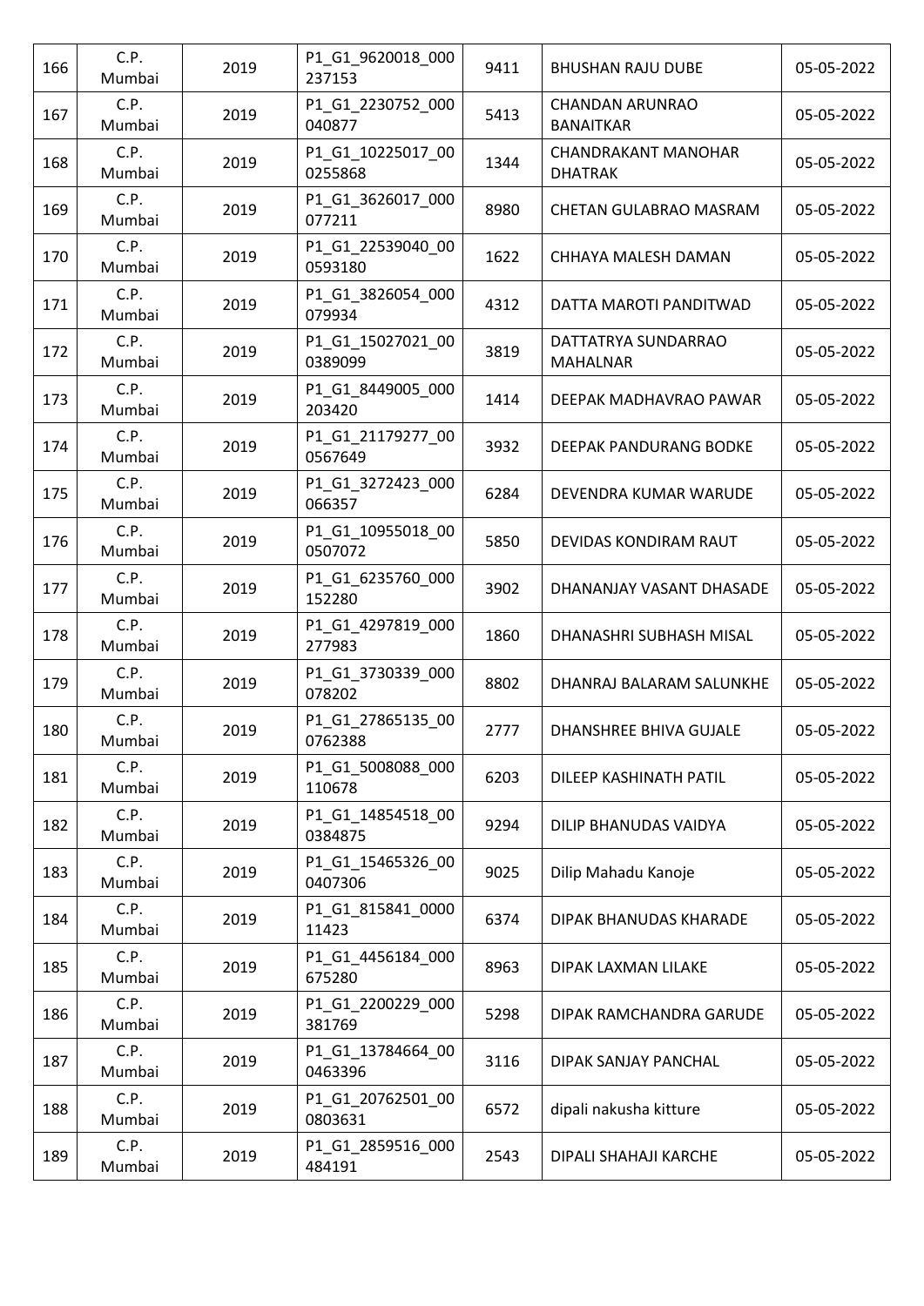| 166 | C.P. Mumbai | 2019 | P1_G1_9620018_000237153 | 9411 | BHUSHAN RAJU DUBE | 05-05-2022 |
|---|---|---|---|---|---|---|
| 167 | C.P. Mumbai | 2019 | P1_G1_2230752_000040877 | 5413 | CHANDAN ARUNRAO BANAITKAR | 05-05-2022 |
| 168 | C.P. Mumbai | 2019 | P1_G1_10225017_000255868 | 1344 | CHANDRAKANT MANOHAR DHATRAK | 05-05-2022 |
| 169 | C.P. Mumbai | 2019 | P1_G1_3626017_000077211 | 8980 | CHETAN GULABRAO MASRAM | 05-05-2022 |
| 170 | C.P. Mumbai | 2019 | P1_G1_22539040_000593180 | 1622 | CHHAYA MALESH DAMAN | 05-05-2022 |
| 171 | C.P. Mumbai | 2019 | P1_G1_3826054_000079934 | 4312 | DATTA MAROTI PANDITWAD | 05-05-2022 |
| 172 | C.P. Mumbai | 2019 | P1_G1_15027021_000389099 | 3819 | DATTATRYA SUNDARRAO MAHALNAR | 05-05-2022 |
| 173 | C.P. Mumbai | 2019 | P1_G1_8449005_000203420 | 1414 | DEEPAK MADHAVRAO PAWAR | 05-05-2022 |
| 174 | C.P. Mumbai | 2019 | P1_G1_21179277_000567649 | 3932 | DEEPAK PANDURANG BODKE | 05-05-2022 |
| 175 | C.P. Mumbai | 2019 | P1_G1_3272423_000066357 | 6284 | DEVENDRA KUMAR WARUDE | 05-05-2022 |
| 176 | C.P. Mumbai | 2019 | P1_G1_10955018_000507072 | 5850 | DEVIDAS KONDIRAM RAUT | 05-05-2022 |
| 177 | C.P. Mumbai | 2019 | P1_G1_6235760_000152280 | 3902 | DHANANJAY VASANT DHASADE | 05-05-2022 |
| 178 | C.P. Mumbai | 2019 | P1_G1_4297819_000277983 | 1860 | DHANASHRI SUBHASH MISAL | 05-05-2022 |
| 179 | C.P. Mumbai | 2019 | P1_G1_3730339_000078202 | 8802 | DHANRAJ BALARAM SALUNKHE | 05-05-2022 |
| 180 | C.P. Mumbai | 2019 | P1_G1_27865135_000762388 | 2777 | DHANSHREE BHIVA GUJALE | 05-05-2022 |
| 181 | C.P. Mumbai | 2019 | P1_G1_5008088_000110678 | 6203 | DILEEP KASHINATH PATIL | 05-05-2022 |
| 182 | C.P. Mumbai | 2019 | P1_G1_14854518_000384875 | 9294 | DILIP BHANUDAS VAIDYA | 05-05-2022 |
| 183 | C.P. Mumbai | 2019 | P1_G1_15465326_000407306 | 9025 | Dilip Mahadu Kanoje | 05-05-2022 |
| 184 | C.P. Mumbai | 2019 | P1_G1_815841_000011423 | 6374 | DIPAK BHANUDAS KHARADE | 05-05-2022 |
| 185 | C.P. Mumbai | 2019 | P1_G1_4456184_000675280 | 8963 | DIPAK LAXMAN LILAKE | 05-05-2022 |
| 186 | C.P. Mumbai | 2019 | P1_G1_2200229_000381769 | 5298 | DIPAK RAMCHANDRA GARUDE | 05-05-2022 |
| 187 | C.P. Mumbai | 2019 | P1_G1_13784664_000463396 | 3116 | DIPAK SANJAY PANCHAL | 05-05-2022 |
| 188 | C.P. Mumbai | 2019 | P1_G1_20762501_000803631 | 6572 | dipali nakusha kitture | 05-05-2022 |
| 189 | C.P. Mumbai | 2019 | P1_G1_2859516_000484191 | 2543 | DIPALI SHAHAJI KARCHE | 05-05-2022 |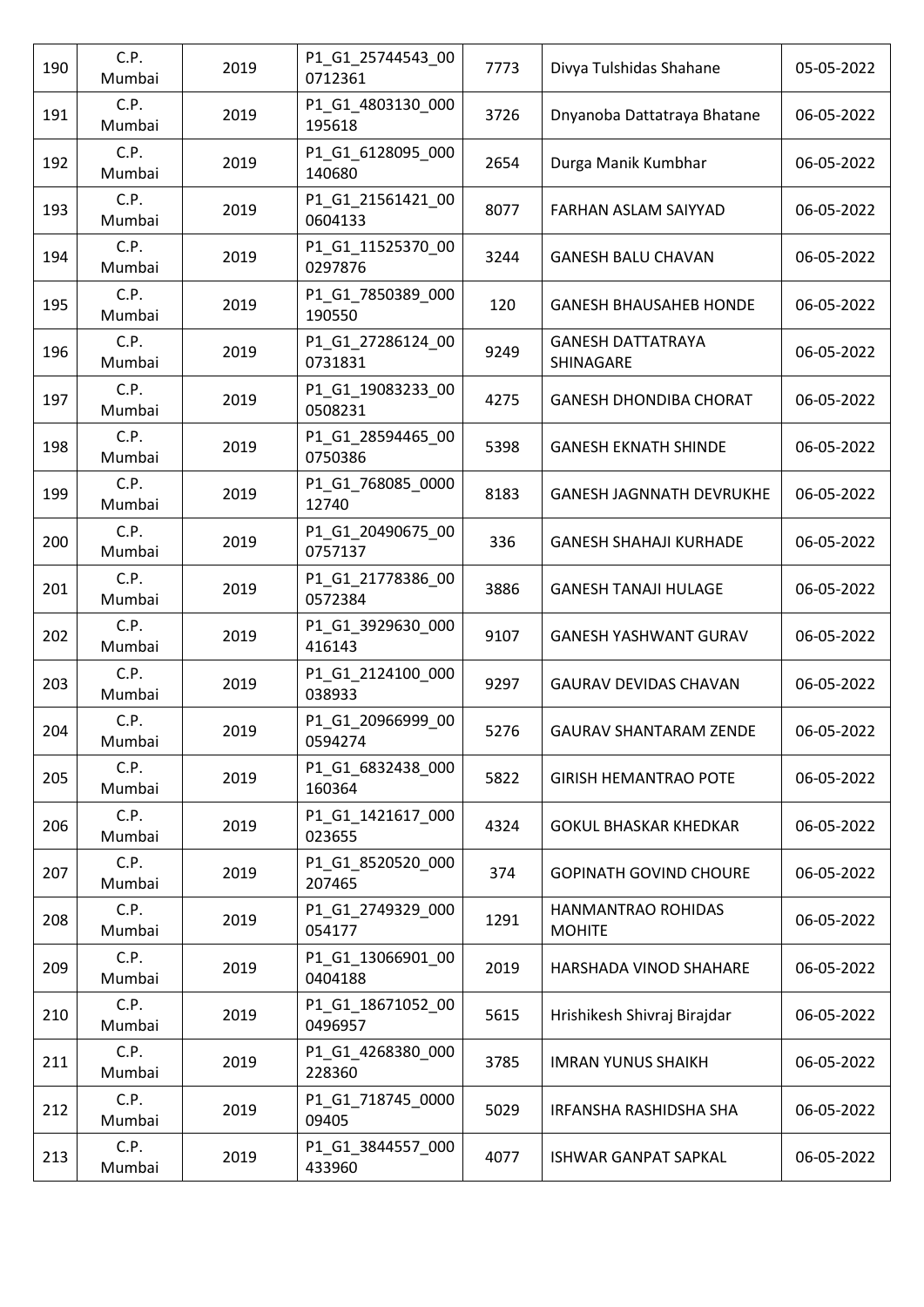| 190 | C.P. Mumbai | 2019 | P1_G1_25744543_000712361 | 7773 | Divya Tulshidas Shahane | 05-05-2022 |
|---|---|---|---|---|---|---|
| 191 | C.P. Mumbai | 2019 | P1_G1_4803130_000195618 | 3726 | Dnyanoba Dattatraya Bhatane | 06-05-2022 |
| 192 | C.P. Mumbai | 2019 | P1_G1_6128095_000140680 | 2654 | Durga Manik Kumbhar | 06-05-2022 |
| 193 | C.P. Mumbai | 2019 | P1_G1_21561421_000604133 | 8077 | FARHAN ASLAM SAIYYAD | 06-05-2022 |
| 194 | C.P. Mumbai | 2019 | P1_G1_11525370_000297876 | 3244 | GANESH BALU CHAVAN | 06-05-2022 |
| 195 | C.P. Mumbai | 2019 | P1_G1_7850389_000190550 | 120 | GANESH BHAUSAHEB HONDE | 06-05-2022 |
| 196 | C.P. Mumbai | 2019 | P1_G1_27286124_000731831 | 9249 | GANESH DATTATRAYA SHINAGARE | 06-05-2022 |
| 197 | C.P. Mumbai | 2019 | P1_G1_19083233_000508231 | 4275 | GANESH DHONDIBA CHORAT | 06-05-2022 |
| 198 | C.P. Mumbai | 2019 | P1_G1_28594465_000750386 | 5398 | GANESH EKNATH SHINDE | 06-05-2022 |
| 199 | C.P. Mumbai | 2019 | P1_G1_768085_000012740 | 8183 | GANESH JAGNNATH DEVRUKHE | 06-05-2022 |
| 200 | C.P. Mumbai | 2019 | P1_G1_20490675_000757137 | 336 | GANESH SHAHAJI KURHADE | 06-05-2022 |
| 201 | C.P. Mumbai | 2019 | P1_G1_21778386_000572384 | 3886 | GANESH TANAJI HULAGE | 06-05-2022 |
| 202 | C.P. Mumbai | 2019 | P1_G1_3929630_000416143 | 9107 | GANESH YASHWANT GURAV | 06-05-2022 |
| 203 | C.P. Mumbai | 2019 | P1_G1_2124100_000038933 | 9297 | GAURAV DEVIDAS CHAVAN | 06-05-2022 |
| 204 | C.P. Mumbai | 2019 | P1_G1_20966999_000594274 | 5276 | GAURAV SHANTARAM ZENDE | 06-05-2022 |
| 205 | C.P. Mumbai | 2019 | P1_G1_6832438_000160364 | 5822 | GIRISH HEMANTRAO POTE | 06-05-2022 |
| 206 | C.P. Mumbai | 2019 | P1_G1_1421617_000023655 | 4324 | GOKUL BHASKAR KHEDKAR | 06-05-2022 |
| 207 | C.P. Mumbai | 2019 | P1_G1_8520520_000207465 | 374 | GOPINATH GOVIND CHOURE | 06-05-2022 |
| 208 | C.P. Mumbai | 2019 | P1_G1_2749329_000054177 | 1291 | HANMANTRAO ROHIDAS MOHITE | 06-05-2022 |
| 209 | C.P. Mumbai | 2019 | P1_G1_13066901_000404188 | 2019 | HARSHADA VINOD SHAHARE | 06-05-2022 |
| 210 | C.P. Mumbai | 2019 | P1_G1_18671052_000496957 | 5615 | Hrishikesh Shivraj Birajdar | 06-05-2022 |
| 211 | C.P. Mumbai | 2019 | P1_G1_4268380_000228360 | 3785 | IMRAN YUNUS SHAIKH | 06-05-2022 |
| 212 | C.P. Mumbai | 2019 | P1_G1_718745_000009405 | 5029 | IRFANSHA RASHIDSHA SHA | 06-05-2022 |
| 213 | C.P. Mumbai | 2019 | P1_G1_3844557_000433960 | 4077 | ISHWAR GANPAT SAPKAL | 06-05-2022 |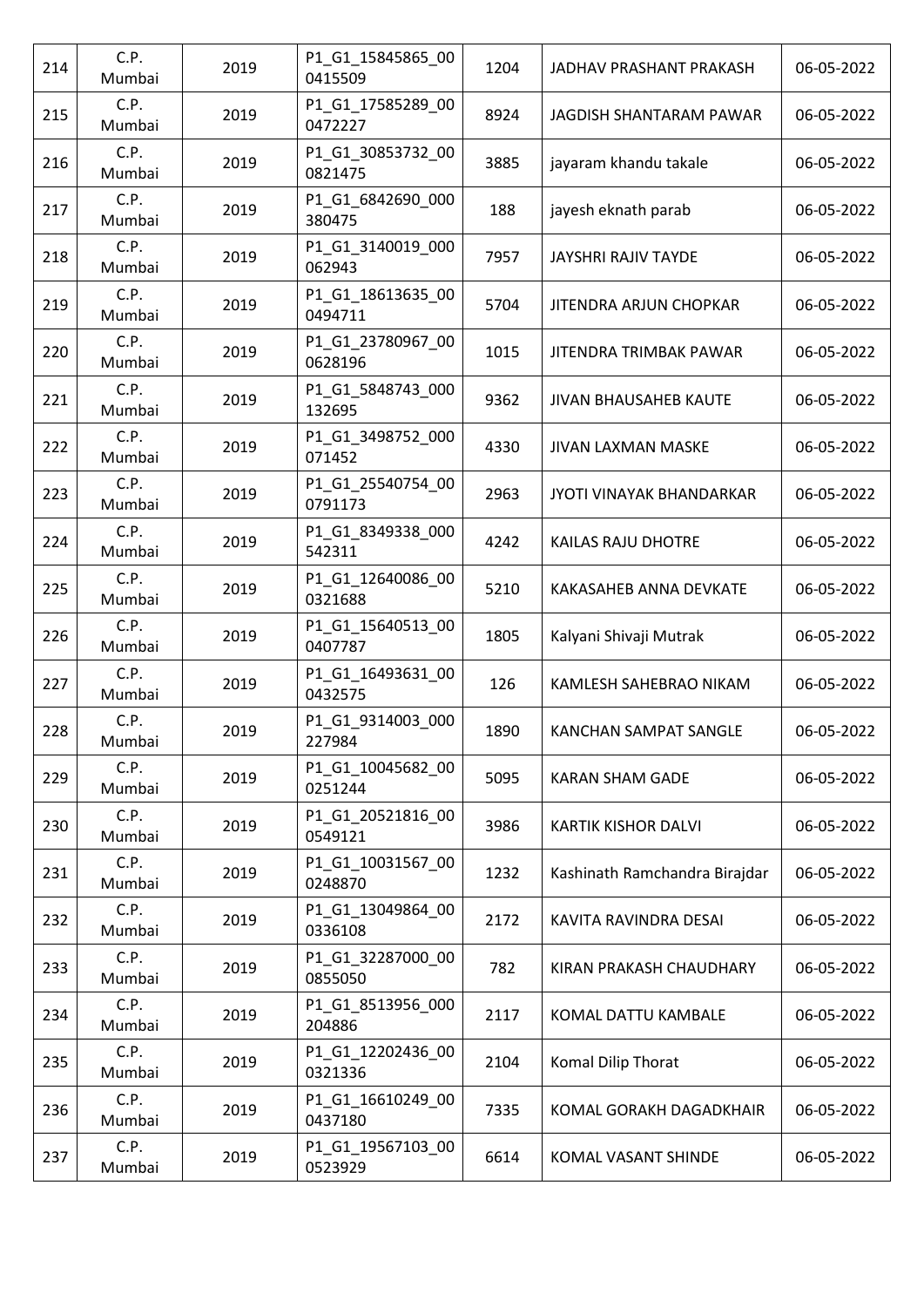| 214 | C.P. Mumbai | 2019 | P1_G1_15845865_000415509 | 1204 | JADHAV PRASHANT PRAKASH | 06-05-2022 |
|---|---|---|---|---|---|---|
| 215 | C.P. Mumbai | 2019 | P1_G1_17585289_000472227 | 8924 | JAGDISH SHANTARAM PAWAR | 06-05-2022 |
| 216 | C.P. Mumbai | 2019 | P1_G1_30853732_000821475 | 3885 | jayaram khandu takale | 06-05-2022 |
| 217 | C.P. Mumbai | 2019 | P1_G1_6842690_000380475 | 188 | jayesh eknath parab | 06-05-2022 |
| 218 | C.P. Mumbai | 2019 | P1_G1_3140019_000062943 | 7957 | JAYSHRI RAJIV TAYDE | 06-05-2022 |
| 219 | C.P. Mumbai | 2019 | P1_G1_18613635_000494711 | 5704 | JITENDRA ARJUN CHOPKAR | 06-05-2022 |
| 220 | C.P. Mumbai | 2019 | P1_G1_23780967_000628196 | 1015 | JITENDRA TRIMBAK PAWAR | 06-05-2022 |
| 221 | C.P. Mumbai | 2019 | P1_G1_5848743_000132695 | 9362 | JIVAN BHAUSAHEB KAUTE | 06-05-2022 |
| 222 | C.P. Mumbai | 2019 | P1_G1_3498752_000071452 | 4330 | JIVAN LAXMAN MASKE | 06-05-2022 |
| 223 | C.P. Mumbai | 2019 | P1_G1_25540754_000791173 | 2963 | JYOTI VINAYAK BHANDARKAR | 06-05-2022 |
| 224 | C.P. Mumbai | 2019 | P1_G1_8349338_000542311 | 4242 | KAILAS RAJU DHOTRE | 06-05-2022 |
| 225 | C.P. Mumbai | 2019 | P1_G1_12640086_000321688 | 5210 | KAKASAHEB ANNA DEVKATE | 06-05-2022 |
| 226 | C.P. Mumbai | 2019 | P1_G1_15640513_000407787 | 1805 | Kalyani Shivaji Mutrak | 06-05-2022 |
| 227 | C.P. Mumbai | 2019 | P1_G1_16493631_000432575 | 126 | KAMLESH SAHEBRAO NIKAM | 06-05-2022 |
| 228 | C.P. Mumbai | 2019 | P1_G1_9314003_000227984 | 1890 | KANCHAN SAMPAT SANGLE | 06-05-2022 |
| 229 | C.P. Mumbai | 2019 | P1_G1_10045682_000251244 | 5095 | KARAN SHAM GADE | 06-05-2022 |
| 230 | C.P. Mumbai | 2019 | P1_G1_20521816_000549121 | 3986 | KARTIK KISHOR DALVI | 06-05-2022 |
| 231 | C.P. Mumbai | 2019 | P1_G1_10031567_000248870 | 1232 | Kashinath Ramchandra Birajdar | 06-05-2022 |
| 232 | C.P. Mumbai | 2019 | P1_G1_13049864_000336108 | 2172 | KAVITA RAVINDRA DESAI | 06-05-2022 |
| 233 | C.P. Mumbai | 2019 | P1_G1_32287000_000855050 | 782 | KIRAN PRAKASH CHAUDHARY | 06-05-2022 |
| 234 | C.P. Mumbai | 2019 | P1_G1_8513956_000204886 | 2117 | KOMAL DATTU KAMBALE | 06-05-2022 |
| 235 | C.P. Mumbai | 2019 | P1_G1_12202436_000321336 | 2104 | Komal Dilip Thorat | 06-05-2022 |
| 236 | C.P. Mumbai | 2019 | P1_G1_16610249_000437180 | 7335 | KOMAL GORAKH DAGADKHAIR | 06-05-2022 |
| 237 | C.P. Mumbai | 2019 | P1_G1_19567103_000523929 | 6614 | KOMAL VASANT SHINDE | 06-05-2022 |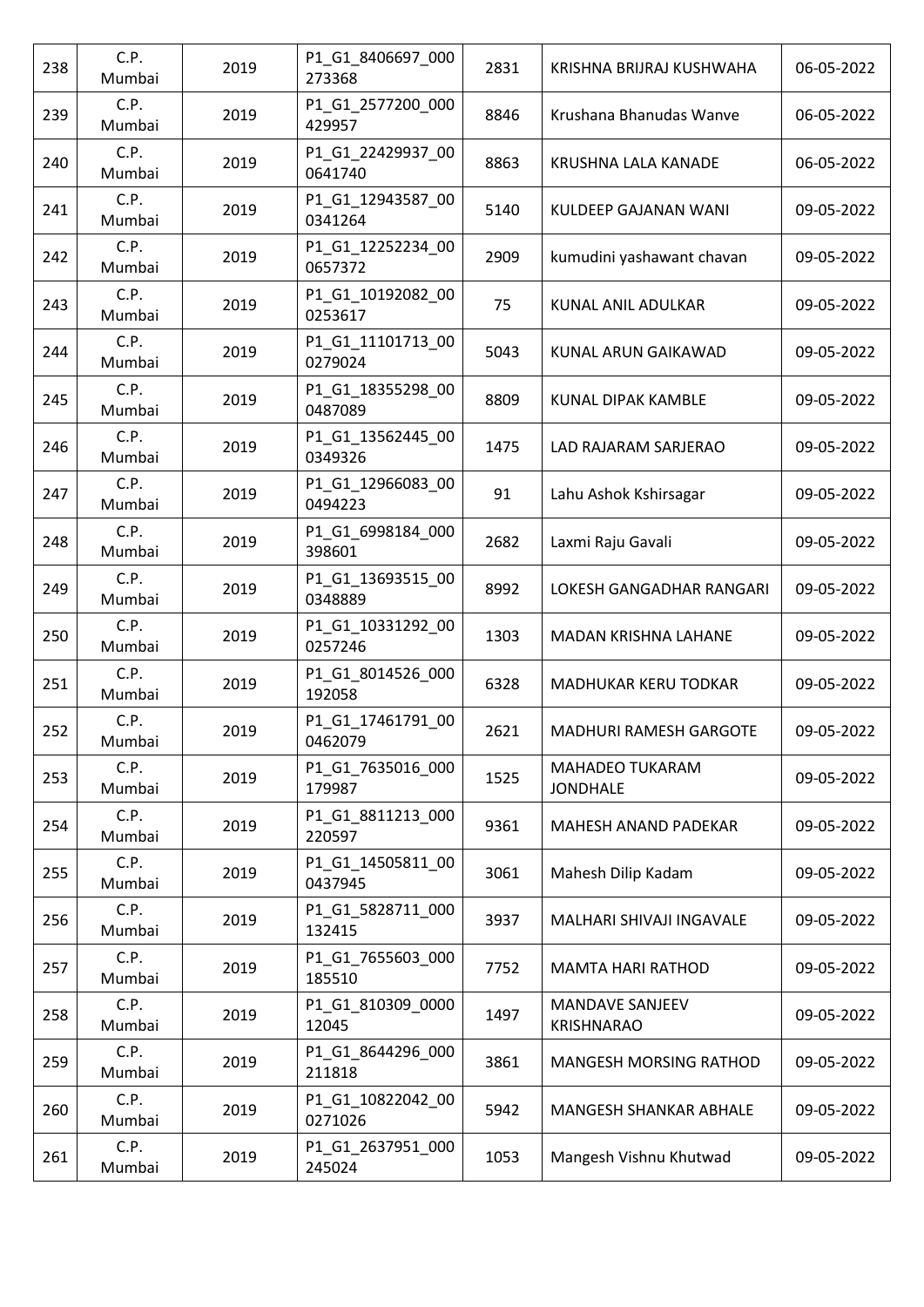| 238 | C.P. Mumbai | 2019 | P1_G1_8406697_000273368 | 2831 | KRISHNA BRIJRAJ KUSHWAHA | 06-05-2022 |
|---|---|---|---|---|---|---|
| 239 | C.P. Mumbai | 2019 | P1_G1_2577200_000429957 | 8846 | Krushana Bhanudas Wanve | 06-05-2022 |
| 240 | C.P. Mumbai | 2019 | P1_G1_22429937_000641740 | 8863 | KRUSHNA LALA KANADE | 06-05-2022 |
| 241 | C.P. Mumbai | 2019 | P1_G1_12943587_000341264 | 5140 | KULDEEP GAJANAN WANI | 09-05-2022 |
| 242 | C.P. Mumbai | 2019 | P1_G1_12252234_000657372 | 2909 | kumudini yashawant chavan | 09-05-2022 |
| 243 | C.P. Mumbai | 2019 | P1_G1_10192082_000253617 | 75 | KUNAL ANIL ADULKAR | 09-05-2022 |
| 244 | C.P. Mumbai | 2019 | P1_G1_11101713_000279024 | 5043 | KUNAL ARUN GAIKAWAD | 09-05-2022 |
| 245 | C.P. Mumbai | 2019 | P1_G1_18355298_000487089 | 8809 | KUNAL DIPAK KAMBLE | 09-05-2022 |
| 246 | C.P. Mumbai | 2019 | P1_G1_13562445_000349326 | 1475 | LAD RAJARAM SARJERAO | 09-05-2022 |
| 247 | C.P. Mumbai | 2019 | P1_G1_12966083_000494223 | 91 | Lahu Ashok Kshirsagar | 09-05-2022 |
| 248 | C.P. Mumbai | 2019 | P1_G1_6998184_000398601 | 2682 | Laxmi Raju Gavali | 09-05-2022 |
| 249 | C.P. Mumbai | 2019 | P1_G1_13693515_000348889 | 8992 | LOKESH GANGADHAR RANGARI | 09-05-2022 |
| 250 | C.P. Mumbai | 2019 | P1_G1_10331292_000257246 | 1303 | MADAN KRISHNA LAHANE | 09-05-2022 |
| 251 | C.P. Mumbai | 2019 | P1_G1_8014526_000192058 | 6328 | MADHUKAR KERU TODKAR | 09-05-2022 |
| 252 | C.P. Mumbai | 2019 | P1_G1_17461791_000462079 | 2621 | MADHURI RAMESH GARGOTE | 09-05-2022 |
| 253 | C.P. Mumbai | 2019 | P1_G1_7635016_000179987 | 1525 | MAHADEO TUKARAM JONDHALE | 09-05-2022 |
| 254 | C.P. Mumbai | 2019 | P1_G1_8811213_000220597 | 9361 | MAHESH ANAND PADEKAR | 09-05-2022 |
| 255 | C.P. Mumbai | 2019 | P1_G1_14505811_000437945 | 3061 | Mahesh Dilip Kadam | 09-05-2022 |
| 256 | C.P. Mumbai | 2019 | P1_G1_5828711_000132415 | 3937 | MALHARI SHIVAJI INGAVALE | 09-05-2022 |
| 257 | C.P. Mumbai | 2019 | P1_G1_7655603_000185510 | 7752 | MAMTA HARI RATHOD | 09-05-2022 |
| 258 | C.P. Mumbai | 2019 | P1_G1_810309_000012045 | 1497 | MANDAVE SANJEEV KRISHNARAO | 09-05-2022 |
| 259 | C.P. Mumbai | 2019 | P1_G1_8644296_000211818 | 3861 | MANGESH MORSING RATHOD | 09-05-2022 |
| 260 | C.P. Mumbai | 2019 | P1_G1_10822042_000271026 | 5942 | MANGESH SHANKAR ABHALE | 09-05-2022 |
| 261 | C.P. Mumbai | 2019 | P1_G1_2637951_000245024 | 1053 | Mangesh Vishnu Khutwad | 09-05-2022 |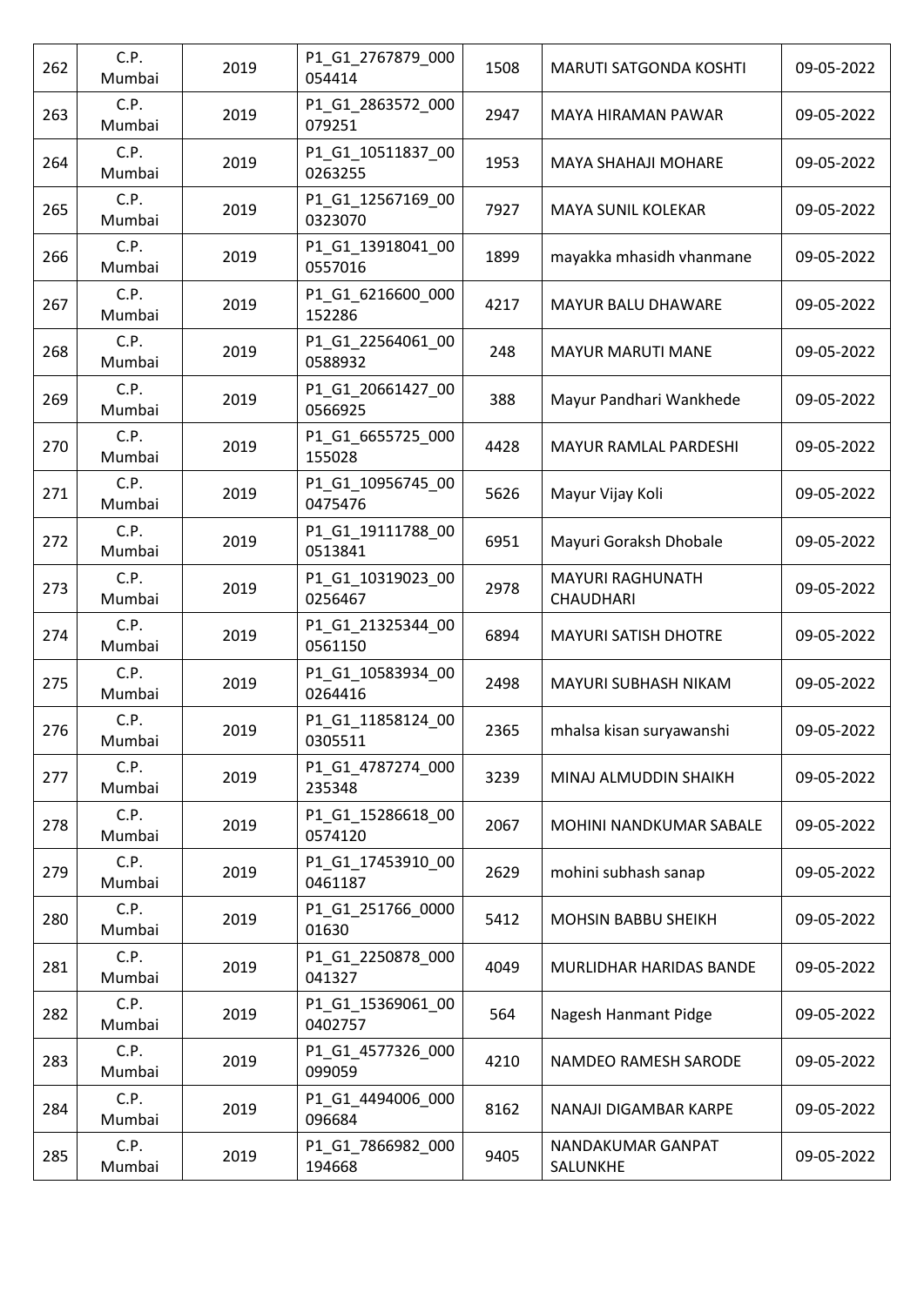| 262 | C.P. Mumbai | 2019 | P1_G1_2767879_000054414 | 1508 | MARUTI SATGONDA KOSHTI | 09-05-2022 |
|---|---|---|---|---|---|---|
| 263 | C.P. Mumbai | 2019 | P1_G1_2863572_000079251 | 2947 | MAYA HIRAMAN PAWAR | 09-05-2022 |
| 264 | C.P. Mumbai | 2019 | P1_G1_10511837_000263255 | 1953 | MAYA SHAHAJI MOHARE | 09-05-2022 |
| 265 | C.P. Mumbai | 2019 | P1_G1_12567169_000323070 | 7927 | MAYA SUNIL KOLEKAR | 09-05-2022 |
| 266 | C.P. Mumbai | 2019 | P1_G1_13918041_000557016 | 1899 | mayakka mhasidh vhanmane | 09-05-2022 |
| 267 | C.P. Mumbai | 2019 | P1_G1_6216600_000152286 | 4217 | MAYUR BALU DHAWARE | 09-05-2022 |
| 268 | C.P. Mumbai | 2019 | P1_G1_22564061_000588932 | 248 | MAYUR MARUTI MANE | 09-05-2022 |
| 269 | C.P. Mumbai | 2019 | P1_G1_20661427_000566925 | 388 | Mayur Pandhari Wankhede | 09-05-2022 |
| 270 | C.P. Mumbai | 2019 | P1_G1_6655725_000155028 | 4428 | MAYUR RAMLAL PARDESHI | 09-05-2022 |
| 271 | C.P. Mumbai | 2019 | P1_G1_10956745_000475476 | 5626 | Mayur Vijay Koli | 09-05-2022 |
| 272 | C.P. Mumbai | 2019 | P1_G1_19111788_000513841 | 6951 | Mayuri Goraksh Dhobale | 09-05-2022 |
| 273 | C.P. Mumbai | 2019 | P1_G1_10319023_000256467 | 2978 | MAYURI RAGHUNATH CHAUDHARI | 09-05-2022 |
| 274 | C.P. Mumbai | 2019 | P1_G1_21325344_000561150 | 6894 | MAYURI SATISH DHOTRE | 09-05-2022 |
| 275 | C.P. Mumbai | 2019 | P1_G1_10583934_000264416 | 2498 | MAYURI SUBHASH NIKAM | 09-05-2022 |
| 276 | C.P. Mumbai | 2019 | P1_G1_11858124_000305511 | 2365 | mhalsa kisan suryawanshi | 09-05-2022 |
| 277 | C.P. Mumbai | 2019 | P1_G1_4787274_000235348 | 3239 | MINAJ ALMUDDIN SHAIKH | 09-05-2022 |
| 278 | C.P. Mumbai | 2019 | P1_G1_15286618_000574120 | 2067 | MOHINI NANDKUMAR SABALE | 09-05-2022 |
| 279 | C.P. Mumbai | 2019 | P1_G1_17453910_000461187 | 2629 | mohini subhash sanap | 09-05-2022 |
| 280 | C.P. Mumbai | 2019 | P1_G1_251766_000001630 | 5412 | MOHSIN BABBU SHEIKH | 09-05-2022 |
| 281 | C.P. Mumbai | 2019 | P1_G1_2250878_000041327 | 4049 | MURLIDHAR HARIDAS BANDE | 09-05-2022 |
| 282 | C.P. Mumbai | 2019 | P1_G1_15369061_000402757 | 564 | Nagesh Hanmant Pidge | 09-05-2022 |
| 283 | C.P. Mumbai | 2019 | P1_G1_4577326_000099059 | 4210 | NAMDEO RAMESH SARODE | 09-05-2022 |
| 284 | C.P. Mumbai | 2019 | P1_G1_4494006_000096684 | 8162 | NANAJI DIGAMBAR KARPE | 09-05-2022 |
| 285 | C.P. Mumbai | 2019 | P1_G1_7866982_000194668 | 9405 | NANDAKUMAR GANPAT SALUNKHE | 09-05-2022 |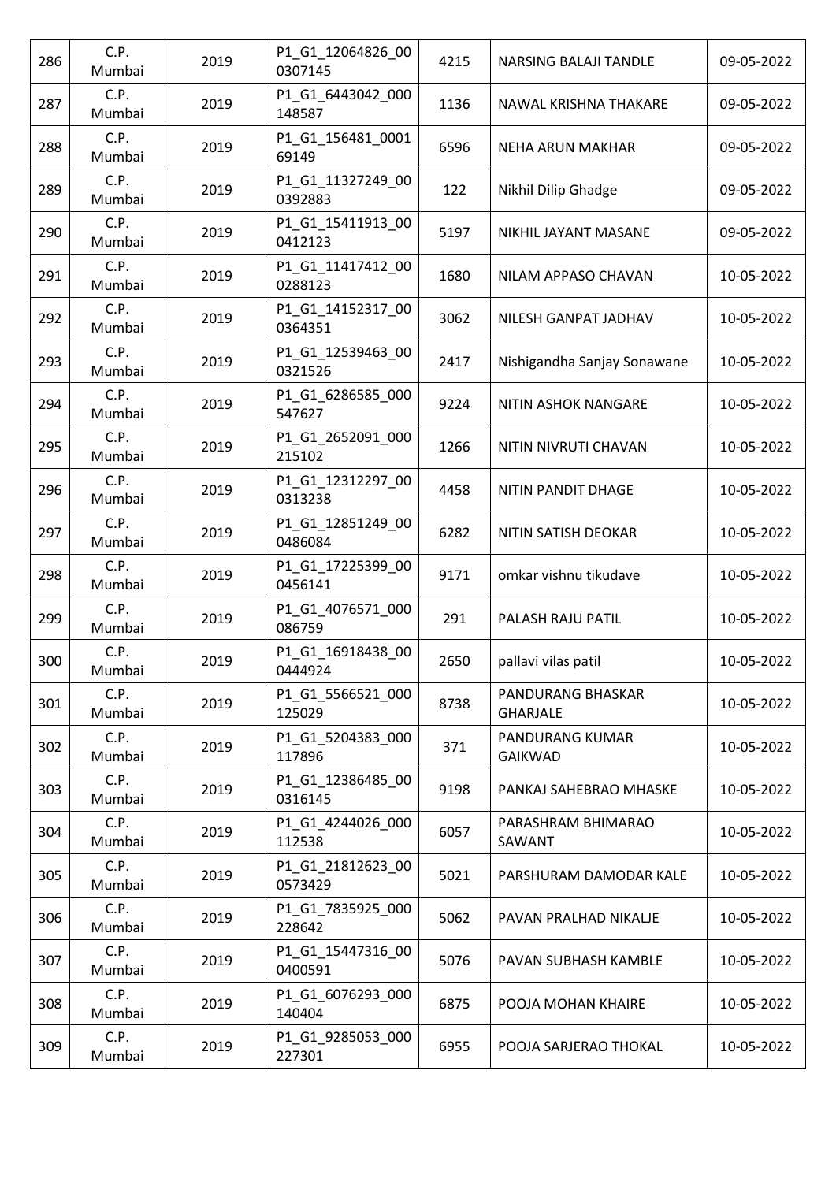| 286 | C.P. Mumbai | 2019 | P1_G1_12064826_000307145 | 4215 | NARSING BALAJI TANDLE | 09-05-2022 |
|---|---|---|---|---|---|---|
| 287 | C.P. Mumbai | 2019 | P1_G1_6443042_000148587 | 1136 | NAWAL KRISHNA THAKARE | 09-05-2022 |
| 288 | C.P. Mumbai | 2019 | P1_G1_156481_000169149 | 6596 | NEHA ARUN MAKHAR | 09-05-2022 |
| 289 | C.P. Mumbai | 2019 | P1_G1_11327249_000392883 | 122 | Nikhil Dilip Ghadge | 09-05-2022 |
| 290 | C.P. Mumbai | 2019 | P1_G1_15411913_000412123 | 5197 | NIKHIL JAYANT MASANE | 09-05-2022 |
| 291 | C.P. Mumbai | 2019 | P1_G1_11417412_000288123 | 1680 | NILAM APPASO CHAVAN | 10-05-2022 |
| 292 | C.P. Mumbai | 2019 | P1_G1_14152317_000364351 | 3062 | NILESH GANPAT JADHAV | 10-05-2022 |
| 293 | C.P. Mumbai | 2019 | P1_G1_12539463_000321526 | 2417 | Nishigandha Sanjay Sonawane | 10-05-2022 |
| 294 | C.P. Mumbai | 2019 | P1_G1_6286585_000547627 | 9224 | NITIN ASHOK NANGARE | 10-05-2022 |
| 295 | C.P. Mumbai | 2019 | P1_G1_2652091_000215102 | 1266 | NITIN NIVRUTI CHAVAN | 10-05-2022 |
| 296 | C.P. Mumbai | 2019 | P1_G1_12312297_000313238 | 4458 | NITIN PANDIT DHAGE | 10-05-2022 |
| 297 | C.P. Mumbai | 2019 | P1_G1_12851249_000486084 | 6282 | NITIN SATISH DEOKAR | 10-05-2022 |
| 298 | C.P. Mumbai | 2019 | P1_G1_17225399_000456141 | 9171 | omkar vishnu tikudave | 10-05-2022 |
| 299 | C.P. Mumbai | 2019 | P1_G1_4076571_000086759 | 291 | PALASH RAJU PATIL | 10-05-2022 |
| 300 | C.P. Mumbai | 2019 | P1_G1_16918438_000444924 | 2650 | pallavi vilas patil | 10-05-2022 |
| 301 | C.P. Mumbai | 2019 | P1_G1_5566521_000125029 | 8738 | PANDURANG BHASKAR GHARJALE | 10-05-2022 |
| 302 | C.P. Mumbai | 2019 | P1_G1_5204383_000117896 | 371 | PANDURANG KUMAR GAIKWAD | 10-05-2022 |
| 303 | C.P. Mumbai | 2019 | P1_G1_12386485_000316145 | 9198 | PANKAJ SAHEBRAO MHASKE | 10-05-2022 |
| 304 | C.P. Mumbai | 2019 | P1_G1_4244026_000112538 | 6057 | PARASHRAM BHIMARAO SAWANT | 10-05-2022 |
| 305 | C.P. Mumbai | 2019 | P1_G1_21812623_000573429 | 5021 | PARSHURAM DAMODAR KALE | 10-05-2022 |
| 306 | C.P. Mumbai | 2019 | P1_G1_7835925_000228642 | 5062 | PAVAN PRALHAD NIKALJE | 10-05-2022 |
| 307 | C.P. Mumbai | 2019 | P1_G1_15447316_000400591 | 5076 | PAVAN SUBHASH KAMBLE | 10-05-2022 |
| 308 | C.P. Mumbai | 2019 | P1_G1_6076293_000140404 | 6875 | POOJA MOHAN KHAIRE | 10-05-2022 |
| 309 | C.P. Mumbai | 2019 | P1_G1_9285053_000227301 | 6955 | POOJA SARJERAO THOKAL | 10-05-2022 |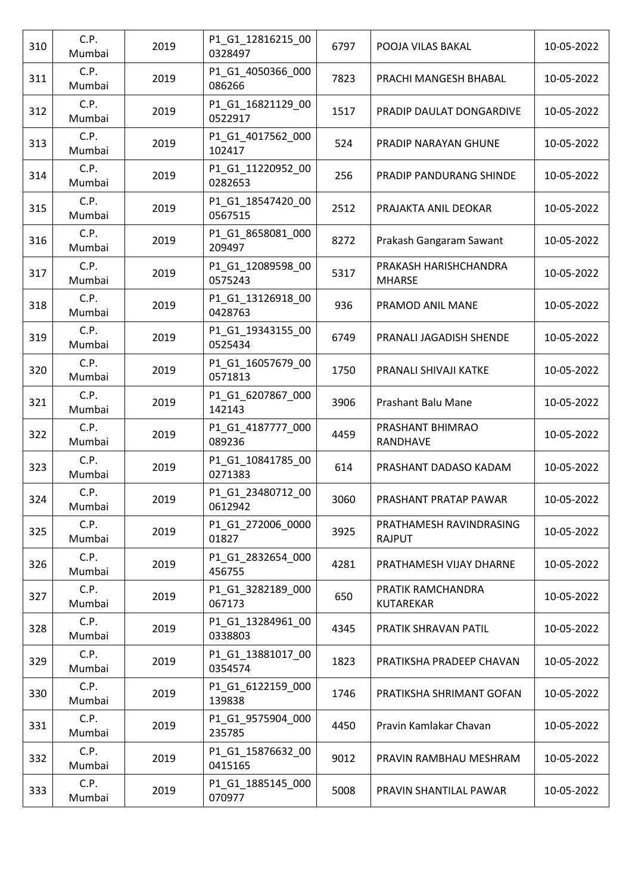| 310 | C.P. Mumbai | 2019 | P1_G1_12816215_000328497 | 6797 | POOJA VILAS BAKAL | 10-05-2022 |
|---|---|---|---|---|---|---|
| 311 | C.P. Mumbai | 2019 | P1_G1_4050366_000086266 | 7823 | PRACHI MANGESH BHABAL | 10-05-2022 |
| 312 | C.P. Mumbai | 2019 | P1_G1_16821129_000522917 | 1517 | PRADIP DAULAT DONGARDIVE | 10-05-2022 |
| 313 | C.P. Mumbai | 2019 | P1_G1_4017562_000102417 | 524 | PRADIP NARAYAN GHUNE | 10-05-2022 |
| 314 | C.P. Mumbai | 2019 | P1_G1_11220952_000282653 | 256 | PRADIP PANDURANG SHINDE | 10-05-2022 |
| 315 | C.P. Mumbai | 2019 | P1_G1_18547420_000567515 | 2512 | PRAJAKTA ANIL DEOKAR | 10-05-2022 |
| 316 | C.P. Mumbai | 2019 | P1_G1_8658081_000209497 | 8272 | Prakash Gangaram Sawant | 10-05-2022 |
| 317 | C.P. Mumbai | 2019 | P1_G1_12089598_000575243 | 5317 | PRAKASH HARISHCHANDRA MHARSE | 10-05-2022 |
| 318 | C.P. Mumbai | 2019 | P1_G1_13126918_000428763 | 936 | PRAMOD ANIL MANE | 10-05-2022 |
| 319 | C.P. Mumbai | 2019 | P1_G1_19343155_000525434 | 6749 | PRANALI JAGADISH SHENDE | 10-05-2022 |
| 320 | C.P. Mumbai | 2019 | P1_G1_16057679_000571813 | 1750 | PRANALI SHIVAJI KATKE | 10-05-2022 |
| 321 | C.P. Mumbai | 2019 | P1_G1_6207867_000142143 | 3906 | Prashant Balu Mane | 10-05-2022 |
| 322 | C.P. Mumbai | 2019 | P1_G1_4187777_000089236 | 4459 | PRASHANT BHIMRAO RANDHAVE | 10-05-2022 |
| 323 | C.P. Mumbai | 2019 | P1_G1_10841785_000271383 | 614 | PRASHANT DADASO KADAM | 10-05-2022 |
| 324 | C.P. Mumbai | 2019 | P1_G1_23480712_000612942 | 3060 | PRASHANT PRATAP PAWAR | 10-05-2022 |
| 325 | C.P. Mumbai | 2019 | P1_G1_272006_000001827 | 3925 | PRATHAMESH RAVINDRASING RAJPUT | 10-05-2022 |
| 326 | C.P. Mumbai | 2019 | P1_G1_2832654_000456755 | 4281 | PRATHAMESH VIJAY DHARNE | 10-05-2022 |
| 327 | C.P. Mumbai | 2019 | P1_G1_3282189_000067173 | 650 | PRATIK RAMCHANDRA KUTAREKAR | 10-05-2022 |
| 328 | C.P. Mumbai | 2019 | P1_G1_13284961_000338803 | 4345 | PRATIK SHRAVAN PATIL | 10-05-2022 |
| 329 | C.P. Mumbai | 2019 | P1_G1_13881017_000354574 | 1823 | PRATIKSHA PRADEEP CHAVAN | 10-05-2022 |
| 330 | C.P. Mumbai | 2019 | P1_G1_6122159_000139838 | 1746 | PRATIKSHA SHRIMANT GOFAN | 10-05-2022 |
| 331 | C.P. Mumbai | 2019 | P1_G1_9575904_000235785 | 4450 | Pravin Kamlakar Chavan | 10-05-2022 |
| 332 | C.P. Mumbai | 2019 | P1_G1_15876632_000415165 | 9012 | PRAVIN RAMBHAU MESHRAM | 10-05-2022 |
| 333 | C.P. Mumbai | 2019 | P1_G1_1885145_000070977 | 5008 | PRAVIN SHANTILAL PAWAR | 10-05-2022 |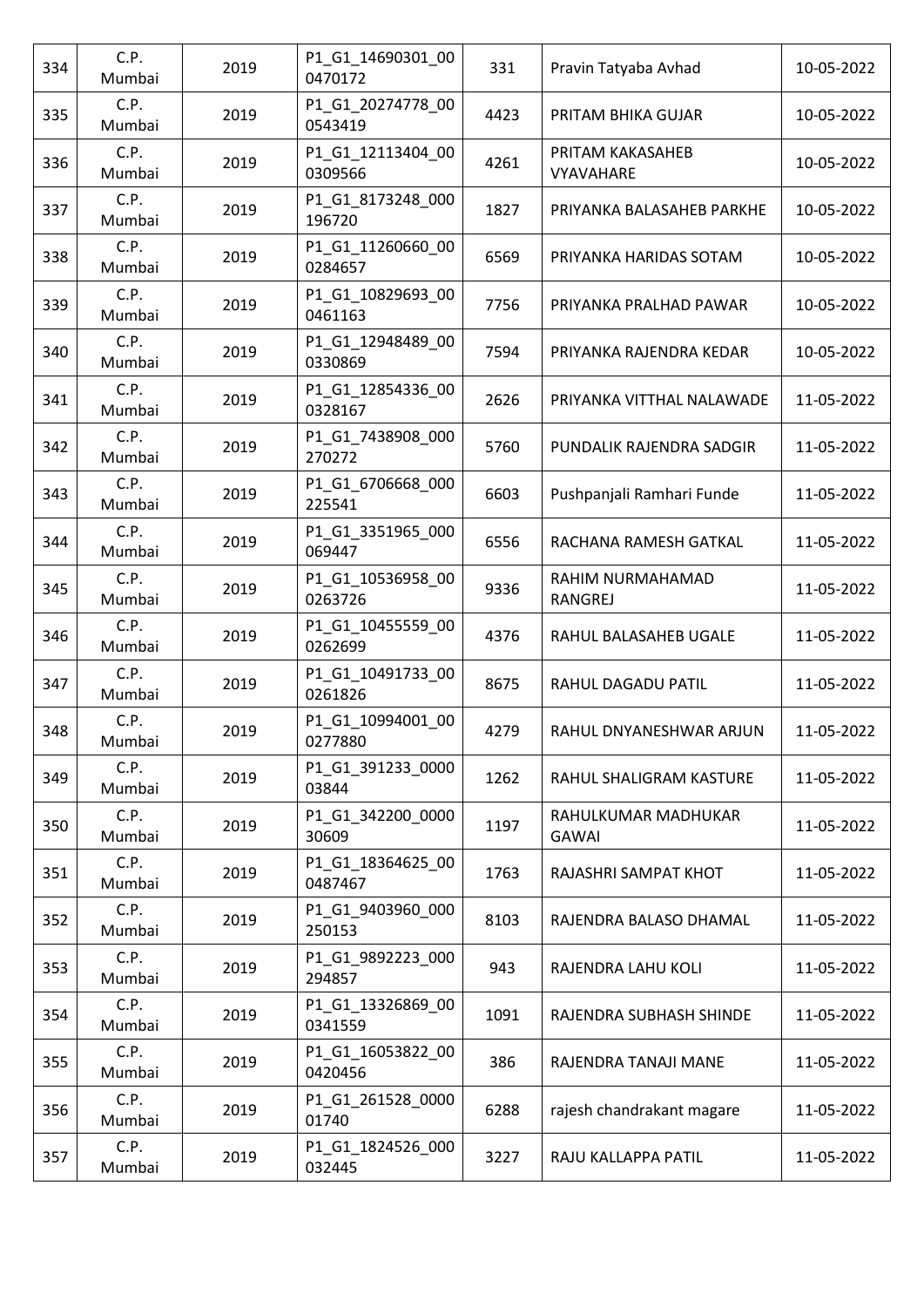| 334 | C.P. Mumbai | 2019 | P1_G1_14690301_000470172 | 331 | Pravin Tatyaba Avhad | 10-05-2022 |
|---|---|---|---|---|---|---|
| 335 | C.P. Mumbai | 2019 | P1_G1_20274778_000543419 | 4423 | PRITAM BHIKA GUJAR | 10-05-2022 |
| 336 | C.P. Mumbai | 2019 | P1_G1_12113404_000309566 | 4261 | PRITAM KAKASAHEB VYAVAHARE | 10-05-2022 |
| 337 | C.P. Mumbai | 2019 | P1_G1_8173248_000196720 | 1827 | PRIYANKA BALASAHEB PARKHE | 10-05-2022 |
| 338 | C.P. Mumbai | 2019 | P1_G1_11260660_000284657 | 6569 | PRIYANKA HARIDAS SOTAM | 10-05-2022 |
| 339 | C.P. Mumbai | 2019 | P1_G1_10829693_000461163 | 7756 | PRIYANKA PRALHAD PAWAR | 10-05-2022 |
| 340 | C.P. Mumbai | 2019 | P1_G1_12948489_000330869 | 7594 | PRIYANKA RAJENDRA KEDAR | 10-05-2022 |
| 341 | C.P. Mumbai | 2019 | P1_G1_12854336_000328167 | 2626 | PRIYANKA VITTHAL NALAWADE | 11-05-2022 |
| 342 | C.P. Mumbai | 2019 | P1_G1_7438908_000270272 | 5760 | PUNDALIK RAJENDRA SADGIR | 11-05-2022 |
| 343 | C.P. Mumbai | 2019 | P1_G1_6706668_000225541 | 6603 | Pushpanjali Ramhari Funde | 11-05-2022 |
| 344 | C.P. Mumbai | 2019 | P1_G1_3351965_000069447 | 6556 | RACHANA RAMESH GATKAL | 11-05-2022 |
| 345 | C.P. Mumbai | 2019 | P1_G1_10536958_000263726 | 9336 | RAHIM NURMAHAMAD RANGREJ | 11-05-2022 |
| 346 | C.P. Mumbai | 2019 | P1_G1_10455559_000262699 | 4376 | RAHUL BALASAHEB UGALE | 11-05-2022 |
| 347 | C.P. Mumbai | 2019 | P1_G1_10491733_000261826 | 8675 | RAHUL DAGADU PATIL | 11-05-2022 |
| 348 | C.P. Mumbai | 2019 | P1_G1_10994001_000277880 | 4279 | RAHUL DNYANESHWAR ARJUN | 11-05-2022 |
| 349 | C.P. Mumbai | 2019 | P1_G1_391233_000003844 | 1262 | RAHUL SHALIGRAM KASTURE | 11-05-2022 |
| 350 | C.P. Mumbai | 2019 | P1_G1_342200_000030609 | 1197 | RAHULKUMAR MADHUKAR GAWAI | 11-05-2022 |
| 351 | C.P. Mumbai | 2019 | P1_G1_18364625_000487467 | 1763 | RAJASHRI SAMPAT KHOT | 11-05-2022 |
| 352 | C.P. Mumbai | 2019 | P1_G1_9403960_000250153 | 8103 | RAJENDRA BALASO DHAMAL | 11-05-2022 |
| 353 | C.P. Mumbai | 2019 | P1_G1_9892223_000294857 | 943 | RAJENDRA LAHU KOLI | 11-05-2022 |
| 354 | C.P. Mumbai | 2019 | P1_G1_13326869_000341559 | 1091 | RAJENDRA SUBHASH SHINDE | 11-05-2022 |
| 355 | C.P. Mumbai | 2019 | P1_G1_16053822_000420456 | 386 | RAJENDRA TANAJI MANE | 11-05-2022 |
| 356 | C.P. Mumbai | 2019 | P1_G1_261528_000001740 | 6288 | rajesh chandrakant magare | 11-05-2022 |
| 357 | C.P. Mumbai | 2019 | P1_G1_1824526_000032445 | 3227 | RAJU KALLAPPA PATIL | 11-05-2022 |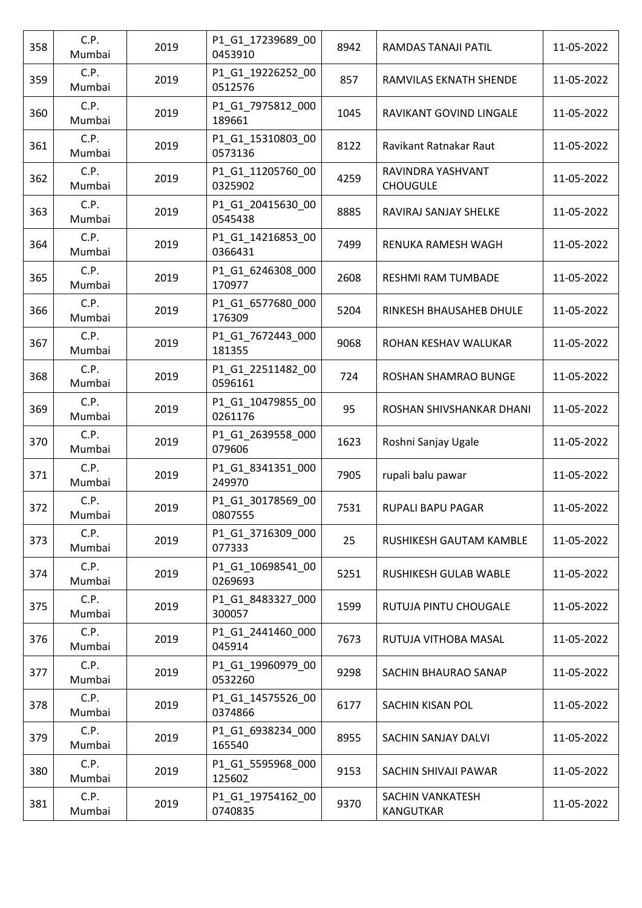| 358 | C.P. Mumbai | 2019 | P1_G1_17239689_000453910 | 8942 | RAMDAS TANAJI PATIL | 11-05-2022 |
|---|---|---|---|---|---|---|
| 359 | C.P. Mumbai | 2019 | P1_G1_19226252_000512576 | 857 | RAMVILAS EKNATH SHENDE | 11-05-2022 |
| 360 | C.P. Mumbai | 2019 | P1_G1_7975812_000189661 | 1045 | RAVIKANT GOVIND LINGALE | 11-05-2022 |
| 361 | C.P. Mumbai | 2019 | P1_G1_15310803_000573136 | 8122 | Ravikant Ratnakar Raut | 11-05-2022 |
| 362 | C.P. Mumbai | 2019 | P1_G1_11205760_000325902 | 4259 | RAVINDRA YASHVANT CHOUGULE | 11-05-2022 |
| 363 | C.P. Mumbai | 2019 | P1_G1_20415630_000545438 | 8885 | RAVIRAJ SANJAY SHELKE | 11-05-2022 |
| 364 | C.P. Mumbai | 2019 | P1_G1_14216853_000366431 | 7499 | RENUKA RAMESH WAGH | 11-05-2022 |
| 365 | C.P. Mumbai | 2019 | P1_G1_6246308_000170977 | 2608 | RESHMI RAM TUMBADE | 11-05-2022 |
| 366 | C.P. Mumbai | 2019 | P1_G1_6577680_000176309 | 5204 | RINKESH BHAUSAHEB DHULE | 11-05-2022 |
| 367 | C.P. Mumbai | 2019 | P1_G1_7672443_000181355 | 9068 | ROHAN KESHAV WALUKAR | 11-05-2022 |
| 368 | C.P. Mumbai | 2019 | P1_G1_22511482_000596161 | 724 | ROSHAN SHAMRAO BUNGE | 11-05-2022 |
| 369 | C.P. Mumbai | 2019 | P1_G1_10479855_000261176 | 95 | ROSHAN SHIVSHANKAR DHANI | 11-05-2022 |
| 370 | C.P. Mumbai | 2019 | P1_G1_2639558_000079606 | 1623 | Roshni Sanjay Ugale | 11-05-2022 |
| 371 | C.P. Mumbai | 2019 | P1_G1_8341351_000249970 | 7905 | rupali balu pawar | 11-05-2022 |
| 372 | C.P. Mumbai | 2019 | P1_G1_30178569_000807555 | 7531 | RUPALI BAPU PAGAR | 11-05-2022 |
| 373 | C.P. Mumbai | 2019 | P1_G1_3716309_000077333 | 25 | RUSHIKESH GAUTAM KAMBLE | 11-05-2022 |
| 374 | C.P. Mumbai | 2019 | P1_G1_10698541_000269693 | 5251 | RUSHIKESH GULAB WABLE | 11-05-2022 |
| 375 | C.P. Mumbai | 2019 | P1_G1_8483327_000300057 | 1599 | RUTUJA PINTU CHOUGALE | 11-05-2022 |
| 376 | C.P. Mumbai | 2019 | P1_G1_2441460_000045914 | 7673 | RUTUJA VITHOBA MASAL | 11-05-2022 |
| 377 | C.P. Mumbai | 2019 | P1_G1_19960979_000532260 | 9298 | SACHIN BHAURAO SANAP | 11-05-2022 |
| 378 | C.P. Mumbai | 2019 | P1_G1_14575526_000374866 | 6177 | SACHIN KISAN POL | 11-05-2022 |
| 379 | C.P. Mumbai | 2019 | P1_G1_6938234_000165540 | 8955 | SACHIN SANJAY DALVI | 11-05-2022 |
| 380 | C.P. Mumbai | 2019 | P1_G1_5595968_000125602 | 9153 | SACHIN SHIVAJI PAWAR | 11-05-2022 |
| 381 | C.P. Mumbai | 2019 | P1_G1_19754162_000740835 | 9370 | SACHIN VANKATESH KANGUTKAR | 11-05-2022 |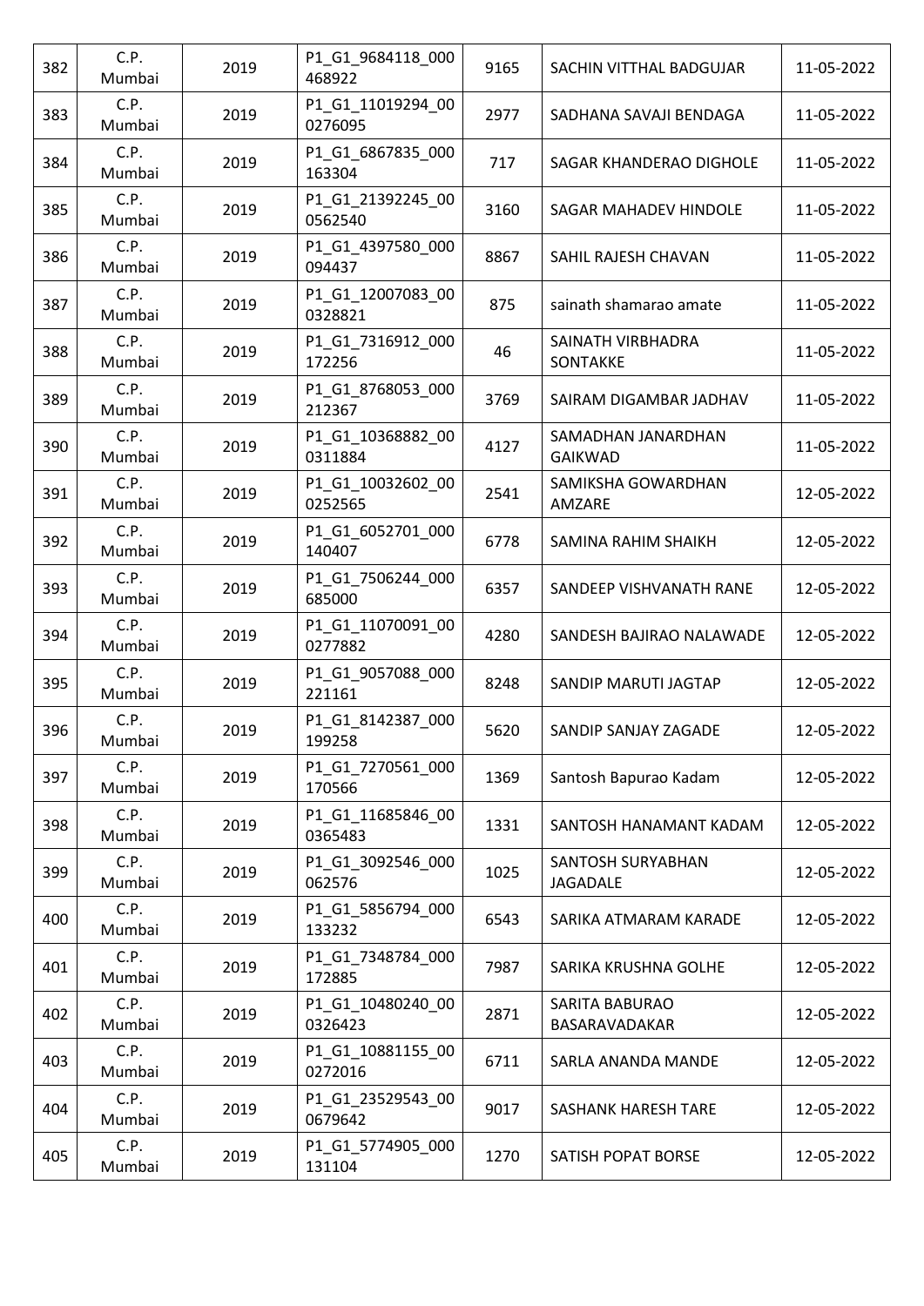| 382 | C.P. Mumbai | 2019 | P1_G1_9684118_000468922 | 9165 | SACHIN VITTHAL BADGUJAR | 11-05-2022 |
|---|---|---|---|---|---|---|
| 383 | C.P. Mumbai | 2019 | P1_G1_11019294_000276095 | 2977 | SADHANA SAVAJI BENDAGA | 11-05-2022 |
| 384 | C.P. Mumbai | 2019 | P1_G1_6867835_000163304 | 717 | SAGAR KHANDERAO DIGHOLE | 11-05-2022 |
| 385 | C.P. Mumbai | 2019 | P1_G1_21392245_000562540 | 3160 | SAGAR MAHADEV HINDOLE | 11-05-2022 |
| 386 | C.P. Mumbai | 2019 | P1_G1_4397580_000094437 | 8867 | SAHIL RAJESH CHAVAN | 11-05-2022 |
| 387 | C.P. Mumbai | 2019 | P1_G1_12007083_000328821 | 875 | sainath shamarao amate | 11-05-2022 |
| 388 | C.P. Mumbai | 2019 | P1_G1_7316912_000172256 | 46 | SAINATH VIRBHADRA SONTAKKE | 11-05-2022 |
| 389 | C.P. Mumbai | 2019 | P1_G1_8768053_000212367 | 3769 | SAIRAM DIGAMBAR JADHAV | 11-05-2022 |
| 390 | C.P. Mumbai | 2019 | P1_G1_10368882_000311884 | 4127 | SAMADHAN JANARDHAN GAIKWAD | 11-05-2022 |
| 391 | C.P. Mumbai | 2019 | P1_G1_10032602_000252565 | 2541 | SAMIKSHA GOWARDHAN AMZARE | 12-05-2022 |
| 392 | C.P. Mumbai | 2019 | P1_G1_6052701_000140407 | 6778 | SAMINA RAHIM SHAIKH | 12-05-2022 |
| 393 | C.P. Mumbai | 2019 | P1_G1_7506244_000685000 | 6357 | SANDEEP VISHVANATH RANE | 12-05-2022 |
| 394 | C.P. Mumbai | 2019 | P1_G1_11070091_000277882 | 4280 | SANDESH BAJIRAO NALAWADE | 12-05-2022 |
| 395 | C.P. Mumbai | 2019 | P1_G1_9057088_000221161 | 8248 | SANDIP MARUTI JAGTAP | 12-05-2022 |
| 396 | C.P. Mumbai | 2019 | P1_G1_8142387_000199258 | 5620 | SANDIP SANJAY ZAGADE | 12-05-2022 |
| 397 | C.P. Mumbai | 2019 | P1_G1_7270561_000170566 | 1369 | Santosh Bapurao Kadam | 12-05-2022 |
| 398 | C.P. Mumbai | 2019 | P1_G1_11685846_000365483 | 1331 | SANTOSH HANAMANT KADAM | 12-05-2022 |
| 399 | C.P. Mumbai | 2019 | P1_G1_3092546_000062576 | 1025 | SANTOSH SURYABHAN JAGADALE | 12-05-2022 |
| 400 | C.P. Mumbai | 2019 | P1_G1_5856794_000133232 | 6543 | SARIKA ATMARAM KARADE | 12-05-2022 |
| 401 | C.P. Mumbai | 2019 | P1_G1_7348784_000172885 | 7987 | SARIKA KRUSHNA GOLHE | 12-05-2022 |
| 402 | C.P. Mumbai | 2019 | P1_G1_10480240_000326423 | 2871 | SARITA BABURAO BASARAVADAKAR | 12-05-2022 |
| 403 | C.P. Mumbai | 2019 | P1_G1_10881155_000272016 | 6711 | SARLA ANANDA MANDE | 12-05-2022 |
| 404 | C.P. Mumbai | 2019 | P1_G1_23529543_000679642 | 9017 | SASHANK HARESH TARE | 12-05-2022 |
| 405 | C.P. Mumbai | 2019 | P1_G1_5774905_000131104 | 1270 | SATISH POPAT BORSE | 12-05-2022 |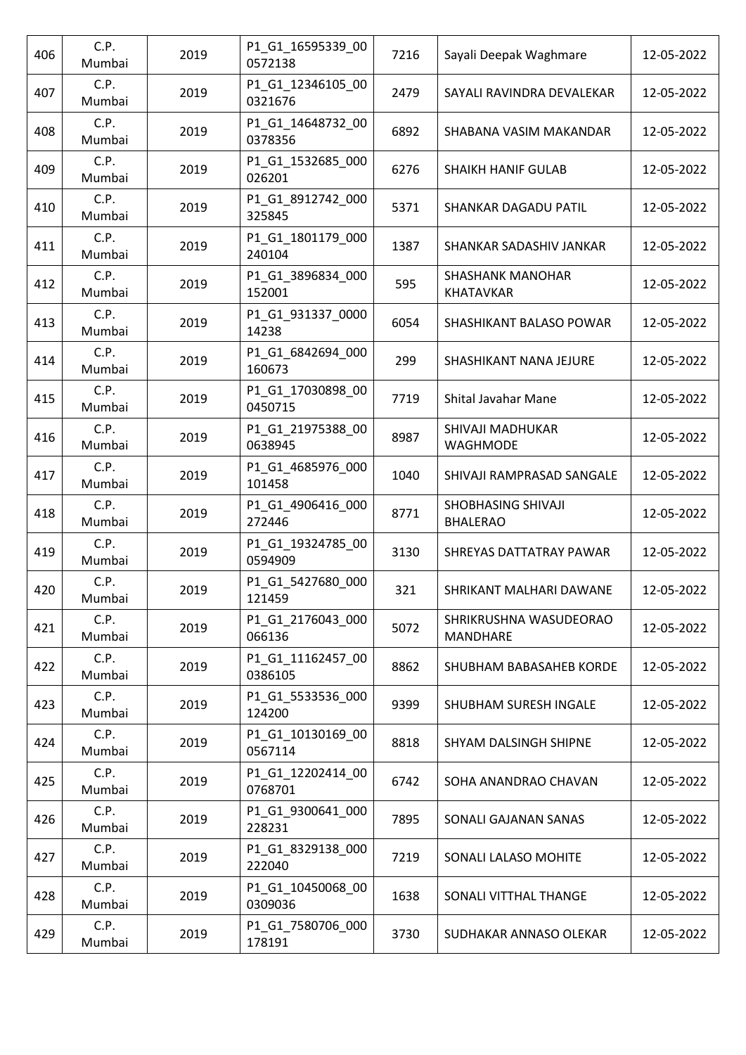| 406 | C.P. Mumbai | 2019 | P1_G1_16595339_000572138 | 7216 | Sayali Deepak Waghmare | 12-05-2022 |
|---|---|---|---|---|---|---|
| 407 | C.P. Mumbai | 2019 | P1_G1_12346105_000321676 | 2479 | SAYALI RAVINDRA DEVALEKAR | 12-05-2022 |
| 408 | C.P. Mumbai | 2019 | P1_G1_14648732_000378356 | 6892 | SHABANA VASIM MAKANDAR | 12-05-2022 |
| 409 | C.P. Mumbai | 2019 | P1_G1_1532685_000026201 | 6276 | SHAIKH HANIF GULAB | 12-05-2022 |
| 410 | C.P. Mumbai | 2019 | P1_G1_8912742_000325845 | 5371 | SHANKAR DAGADU PATIL | 12-05-2022 |
| 411 | C.P. Mumbai | 2019 | P1_G1_1801179_000240104 | 1387 | SHANKAR SADASHIV JANKAR | 12-05-2022 |
| 412 | C.P. Mumbai | 2019 | P1_G1_3896834_000152001 | 595 | SHASHANK MANOHAR KHATAVKAR | 12-05-2022 |
| 413 | C.P. Mumbai | 2019 | P1_G1_931337_000014238 | 6054 | SHASHIKANT BALASO POWAR | 12-05-2022 |
| 414 | C.P. Mumbai | 2019 | P1_G1_6842694_000160673 | 299 | SHASHIKANT NANA JEJURE | 12-05-2022 |
| 415 | C.P. Mumbai | 2019 | P1_G1_17030898_000450715 | 7719 | Shital Javahar Mane | 12-05-2022 |
| 416 | C.P. Mumbai | 2019 | P1_G1_21975388_000638945 | 8987 | SHIVAJI MADHUKAR WAGHMODE | 12-05-2022 |
| 417 | C.P. Mumbai | 2019 | P1_G1_4685976_000101458 | 1040 | SHIVAJI RAMPRASAD SANGALE | 12-05-2022 |
| 418 | C.P. Mumbai | 2019 | P1_G1_4906416_000272446 | 8771 | SHOBHASING SHIVAJI BHALERAO | 12-05-2022 |
| 419 | C.P. Mumbai | 2019 | P1_G1_19324785_000594909 | 3130 | SHREYAS DATTATRAY PAWAR | 12-05-2022 |
| 420 | C.P. Mumbai | 2019 | P1_G1_5427680_000121459 | 321 | SHRIKANT MALHARI DAWANE | 12-05-2022 |
| 421 | C.P. Mumbai | 2019 | P1_G1_2176043_000066136 | 5072 | SHRIKRUSHNA WASUDEORAO MANDHARE | 12-05-2022 |
| 422 | C.P. Mumbai | 2019 | P1_G1_11162457_000386105 | 8862 | SHUBHAM BABASAHEB KORDE | 12-05-2022 |
| 423 | C.P. Mumbai | 2019 | P1_G1_5533536_000124200 | 9399 | SHUBHAM SURESH INGALE | 12-05-2022 |
| 424 | C.P. Mumbai | 2019 | P1_G1_10130169_000567114 | 8818 | SHYAM DALSINGH SHIPNE | 12-05-2022 |
| 425 | C.P. Mumbai | 2019 | P1_G1_12202414_000768701 | 6742 | SOHA ANANDRAO CHAVAN | 12-05-2022 |
| 426 | C.P. Mumbai | 2019 | P1_G1_9300641_000228231 | 7895 | SONALI GAJANAN SANAS | 12-05-2022 |
| 427 | C.P. Mumbai | 2019 | P1_G1_8329138_000222040 | 7219 | SONALI LALASO MOHITE | 12-05-2022 |
| 428 | C.P. Mumbai | 2019 | P1_G1_10450068_000309036 | 1638 | SONALI VITTHAL THANGE | 12-05-2022 |
| 429 | C.P. Mumbai | 2019 | P1_G1_7580706_000178191 | 3730 | SUDHAKAR ANNASO OLEKAR | 12-05-2022 |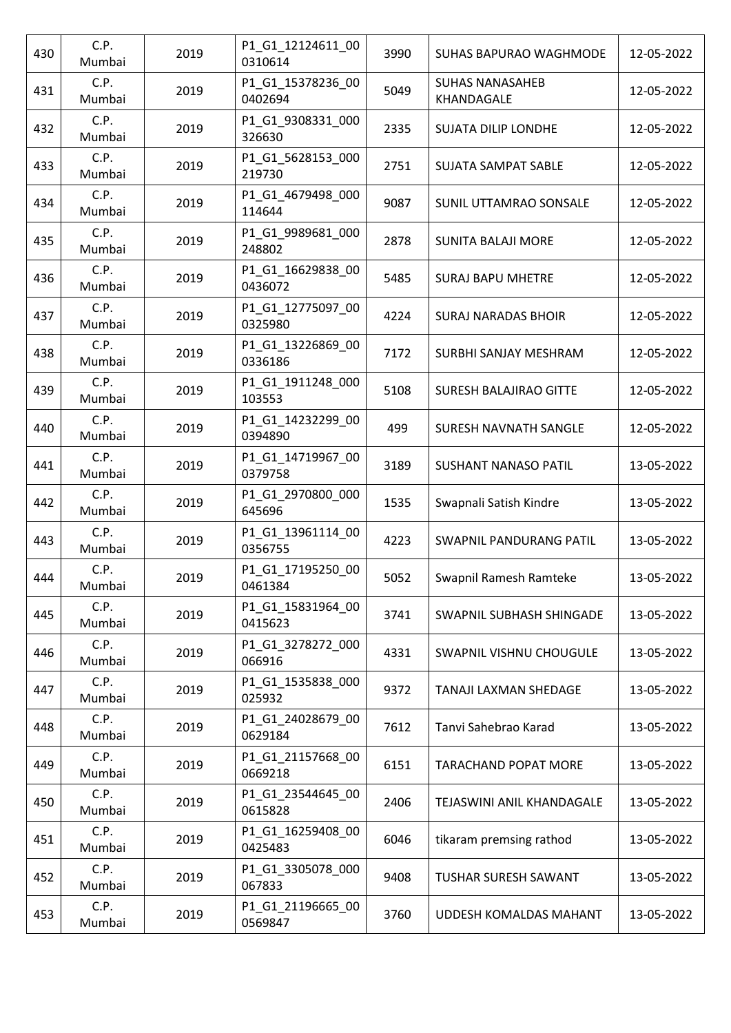| 430 | C.P. Mumbai | 2019 | P1_G1_12124611_000310614 | 3990 | SUHAS BAPURAO WAGHMODE | 12-05-2022 |
|---|---|---|---|---|---|---|
| 431 | C.P. Mumbai | 2019 | P1_G1_15378236_000402694 | 5049 | SUHAS NANASAHEB KHANDAGALE | 12-05-2022 |
| 432 | C.P. Mumbai | 2019 | P1_G1_9308331_000326630 | 2335 | SUJATA DILIP LONDHE | 12-05-2022 |
| 433 | C.P. Mumbai | 2019 | P1_G1_5628153_000219730 | 2751 | SUJATA SAMPAT SABLE | 12-05-2022 |
| 434 | C.P. Mumbai | 2019 | P1_G1_4679498_000114644 | 9087 | SUNIL UTTAMRAO SONSALE | 12-05-2022 |
| 435 | C.P. Mumbai | 2019 | P1_G1_9989681_000248802 | 2878 | SUNITA BALAJI MORE | 12-05-2022 |
| 436 | C.P. Mumbai | 2019 | P1_G1_16629838_000436072 | 5485 | SURAJ BAPU MHETRE | 12-05-2022 |
| 437 | C.P. Mumbai | 2019 | P1_G1_12775097_000325980 | 4224 | SURAJ NARADAS BHOIR | 12-05-2022 |
| 438 | C.P. Mumbai | 2019 | P1_G1_13226869_000336186 | 7172 | SURBHI SANJAY MESHRAM | 12-05-2022 |
| 439 | C.P. Mumbai | 2019 | P1_G1_1911248_000103553 | 5108 | SURESH BALAJIRAO GITTE | 12-05-2022 |
| 440 | C.P. Mumbai | 2019 | P1_G1_14232299_000394890 | 499 | SURESH NAVNATH SANGLE | 12-05-2022 |
| 441 | C.P. Mumbai | 2019 | P1_G1_14719967_000379758 | 3189 | SUSHANT NANASO PATIL | 13-05-2022 |
| 442 | C.P. Mumbai | 2019 | P1_G1_2970800_000645696 | 1535 | Swapnali Satish Kindre | 13-05-2022 |
| 443 | C.P. Mumbai | 2019 | P1_G1_13961114_000356755 | 4223 | SWAPNIL PANDURANG PATIL | 13-05-2022 |
| 444 | C.P. Mumbai | 2019 | P1_G1_17195250_000461384 | 5052 | Swapnil Ramesh Ramteke | 13-05-2022 |
| 445 | C.P. Mumbai | 2019 | P1_G1_15831964_000415623 | 3741 | SWAPNIL SUBHASH SHINGADE | 13-05-2022 |
| 446 | C.P. Mumbai | 2019 | P1_G1_3278272_000066916 | 4331 | SWAPNIL VISHNU CHOUGULE | 13-05-2022 |
| 447 | C.P. Mumbai | 2019 | P1_G1_1535838_000025932 | 9372 | TANAJI LAXMAN SHEDAGE | 13-05-2022 |
| 448 | C.P. Mumbai | 2019 | P1_G1_24028679_000629184 | 7612 | Tanvi Sahebrao Karad | 13-05-2022 |
| 449 | C.P. Mumbai | 2019 | P1_G1_21157668_000669218 | 6151 | TARACHAND POPAT MORE | 13-05-2022 |
| 450 | C.P. Mumbai | 2019 | P1_G1_23544645_000615828 | 2406 | TEJASWINI ANIL KHANDAGALE | 13-05-2022 |
| 451 | C.P. Mumbai | 2019 | P1_G1_16259408_000425483 | 6046 | tikaram premsing rathod | 13-05-2022 |
| 452 | C.P. Mumbai | 2019 | P1_G1_3305078_000067833 | 9408 | TUSHAR SURESH SAWANT | 13-05-2022 |
| 453 | C.P. Mumbai | 2019 | P1_G1_21196665_000569847 | 3760 | UDDESH KOMALDAS MAHANT | 13-05-2022 |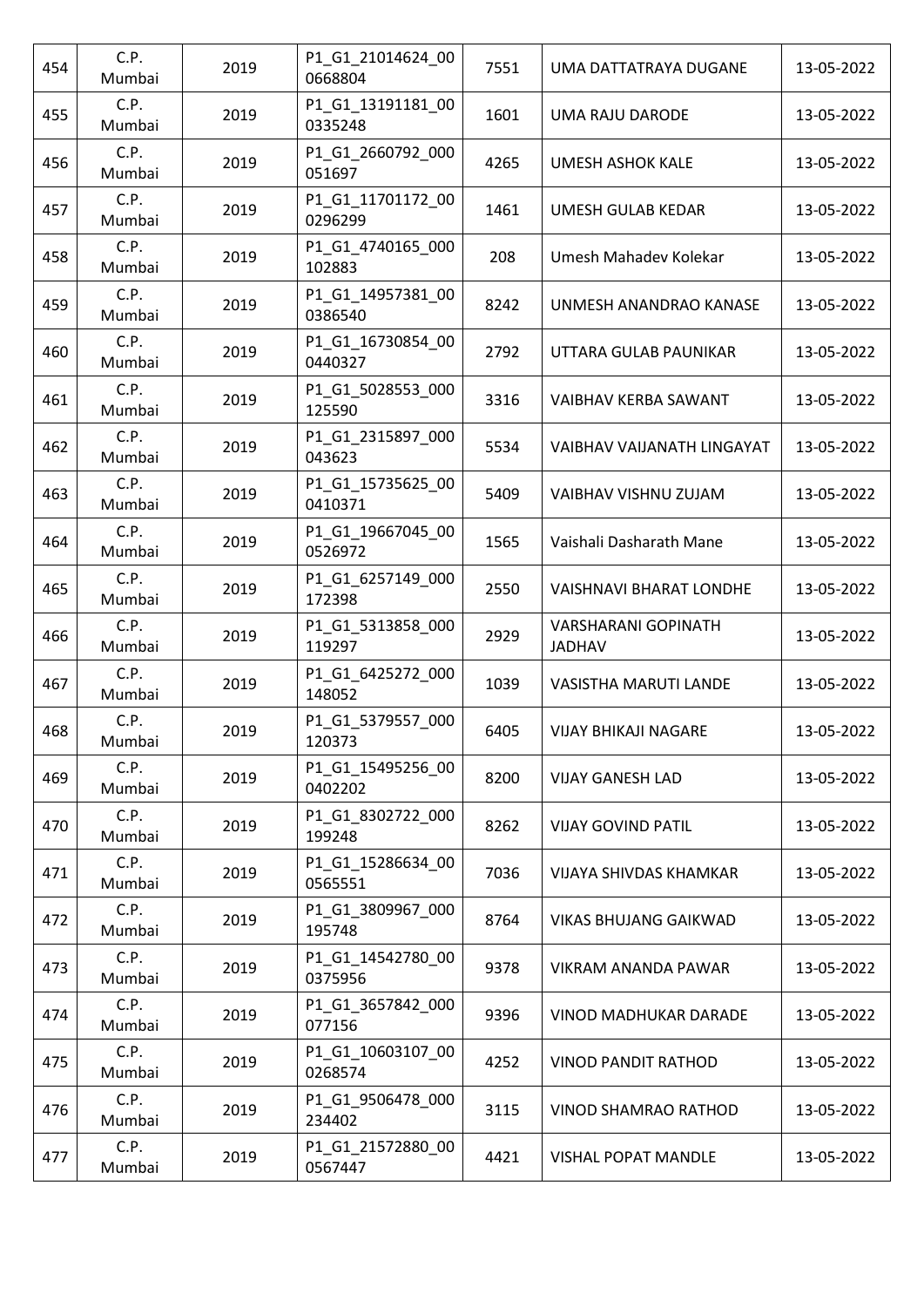| 454 | C.P. Mumbai | 2019 | P1_G1_21014624_000668804 | 7551 | UMA DATTATRAYA DUGANE | 13-05-2022 |
|---|---|---|---|---|---|---|
| 455 | C.P. Mumbai | 2019 | P1_G1_13191181_000335248 | 1601 | UMA RAJU DARODE | 13-05-2022 |
| 456 | C.P. Mumbai | 2019 | P1_G1_2660792_000051697 | 4265 | UMESH ASHOK KALE | 13-05-2022 |
| 457 | C.P. Mumbai | 2019 | P1_G1_11701172_000296299 | 1461 | UMESH GULAB KEDAR | 13-05-2022 |
| 458 | C.P. Mumbai | 2019 | P1_G1_4740165_000102883 | 208 | Umesh Mahadev Kolekar | 13-05-2022 |
| 459 | C.P. Mumbai | 2019 | P1_G1_14957381_000386540 | 8242 | UNMESH ANANDRAO KANASE | 13-05-2022 |
| 460 | C.P. Mumbai | 2019 | P1_G1_16730854_000440327 | 2792 | UTTARA GULAB PAUNIKAR | 13-05-2022 |
| 461 | C.P. Mumbai | 2019 | P1_G1_5028553_000125590 | 3316 | VAIBHAV KERBA SAWANT | 13-05-2022 |
| 462 | C.P. Mumbai | 2019 | P1_G1_2315897_000043623 | 5534 | VAIBHAV VAIJANATH LINGAYAT | 13-05-2022 |
| 463 | C.P. Mumbai | 2019 | P1_G1_15735625_000410371 | 5409 | VAIBHAV VISHNU ZUJAM | 13-05-2022 |
| 464 | C.P. Mumbai | 2019 | P1_G1_19667045_000526972 | 1565 | Vaishali Dasharath Mane | 13-05-2022 |
| 465 | C.P. Mumbai | 2019 | P1_G1_6257149_000172398 | 2550 | VAISHNAVI BHARAT LONDHE | 13-05-2022 |
| 466 | C.P. Mumbai | 2019 | P1_G1_5313858_000119297 | 2929 | VARSHARANI GOPINATH JADHAV | 13-05-2022 |
| 467 | C.P. Mumbai | 2019 | P1_G1_6425272_000148052 | 1039 | VASISTHA MARUTI LANDE | 13-05-2022 |
| 468 | C.P. Mumbai | 2019 | P1_G1_5379557_000120373 | 6405 | VIJAY BHIKAJI NAGARE | 13-05-2022 |
| 469 | C.P. Mumbai | 2019 | P1_G1_15495256_000402202 | 8200 | VIJAY GANESH LAD | 13-05-2022 |
| 470 | C.P. Mumbai | 2019 | P1_G1_8302722_000199248 | 8262 | VIJAY GOVIND PATIL | 13-05-2022 |
| 471 | C.P. Mumbai | 2019 | P1_G1_15286634_000565551 | 7036 | VIJAYA SHIVDAS KHAMKAR | 13-05-2022 |
| 472 | C.P. Mumbai | 2019 | P1_G1_3809967_000195748 | 8764 | VIKAS BHUJANG GAIKWAD | 13-05-2022 |
| 473 | C.P. Mumbai | 2019 | P1_G1_14542780_000375956 | 9378 | VIKRAM ANANDA PAWAR | 13-05-2022 |
| 474 | C.P. Mumbai | 2019 | P1_G1_3657842_000077156 | 9396 | VINOD MADHUKAR DARADE | 13-05-2022 |
| 475 | C.P. Mumbai | 2019 | P1_G1_10603107_000268574 | 4252 | VINOD PANDIT RATHOD | 13-05-2022 |
| 476 | C.P. Mumbai | 2019 | P1_G1_9506478_000234402 | 3115 | VINOD SHAMRAO RATHOD | 13-05-2022 |
| 477 | C.P. Mumbai | 2019 | P1_G1_21572880_000567447 | 4421 | VISHAL POPAT MANDLE | 13-05-2022 |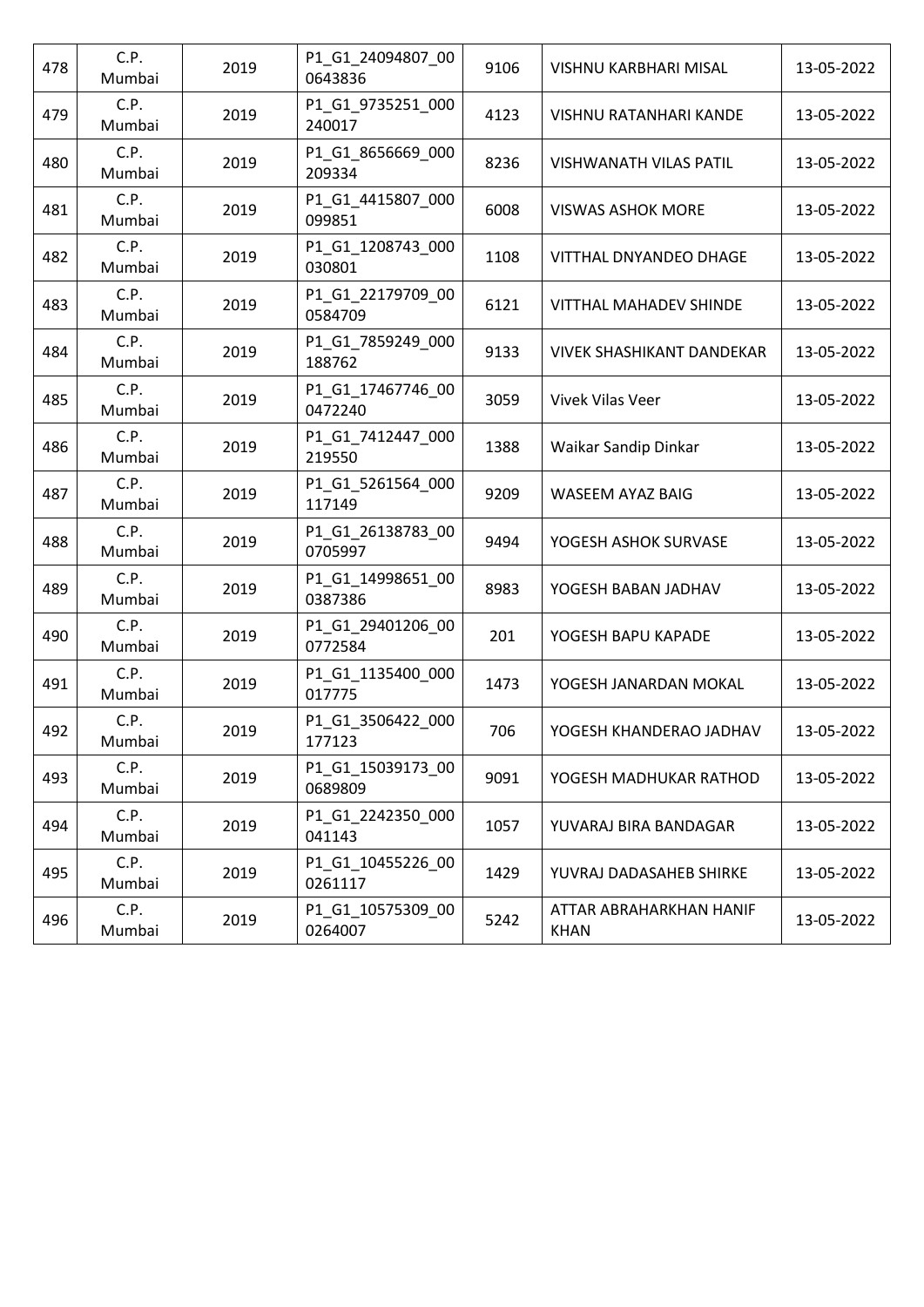| | | | | | | |
|---|---|---|---|---|---|---|
| 478 | C.P. Mumbai | 2019 | P1_G1_24094807_000643836 | 9106 | VISHNU KARBHARI MISAL | 13-05-2022 |
| 479 | C.P. Mumbai | 2019 | P1_G1_9735251_000240017 | 4123 | VISHNU RATANHARI KANDE | 13-05-2022 |
| 480 | C.P. Mumbai | 2019 | P1_G1_8656669_000209334 | 8236 | VISHWANATH VILAS PATIL | 13-05-2022 |
| 481 | C.P. Mumbai | 2019 | P1_G1_4415807_000099851 | 6008 | VISWAS ASHOK MORE | 13-05-2022 |
| 482 | C.P. Mumbai | 2019 | P1_G1_1208743_000030801 | 1108 | VITTHAL DNYANDEO DHAGE | 13-05-2022 |
| 483 | C.P. Mumbai | 2019 | P1_G1_22179709_000584709 | 6121 | VITTHAL MAHADEV SHINDE | 13-05-2022 |
| 484 | C.P. Mumbai | 2019 | P1_G1_7859249_000188762 | 9133 | VIVEK SHASHIKANT DANDEKAR | 13-05-2022 |
| 485 | C.P. Mumbai | 2019 | P1_G1_17467746_000472240 | 3059 | Vivek Vilas Veer | 13-05-2022 |
| 486 | C.P. Mumbai | 2019 | P1_G1_7412447_000219550 | 1388 | Waikar Sandip Dinkar | 13-05-2022 |
| 487 | C.P. Mumbai | 2019 | P1_G1_5261564_000117149 | 9209 | WASEEM AYAZ BAIG | 13-05-2022 |
| 488 | C.P. Mumbai | 2019 | P1_G1_26138783_000705997 | 9494 | YOGESH ASHOK SURVASE | 13-05-2022 |
| 489 | C.P. Mumbai | 2019 | P1_G1_14998651_000387386 | 8983 | YOGESH BABAN JADHAV | 13-05-2022 |
| 490 | C.P. Mumbai | 2019 | P1_G1_29401206_000772584 | 201 | YOGESH BAPU KAPADE | 13-05-2022 |
| 491 | C.P. Mumbai | 2019 | P1_G1_1135400_000017775 | 1473 | YOGESH JANARDAN MOKAL | 13-05-2022 |
| 492 | C.P. Mumbai | 2019 | P1_G1_3506422_000177123 | 706 | YOGESH KHANDERAO JADHAV | 13-05-2022 |
| 493 | C.P. Mumbai | 2019 | P1_G1_15039173_000689809 | 9091 | YOGESH MADHUKAR RATHOD | 13-05-2022 |
| 494 | C.P. Mumbai | 2019 | P1_G1_2242350_000041143 | 1057 | YUVARAJ BIRA BANDAGAR | 13-05-2022 |
| 495 | C.P. Mumbai | 2019 | P1_G1_10455226_000261117 | 1429 | YUVRAJ DADASAHEB SHIRKE | 13-05-2022 |
| 496 | C.P. Mumbai | 2019 | P1_G1_10575309_000264007 | 5242 | ATTAR ABRAHARKHAN HANIF KHAN | 13-05-2022 |